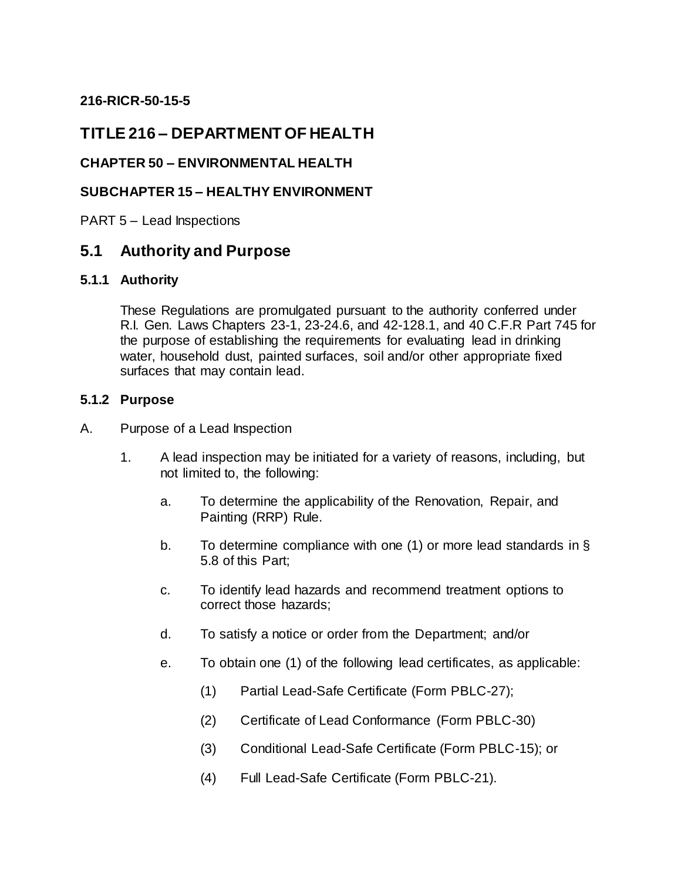**216-RICR-50-15-5**

# TITLE 216 – DEPARTMENT OF HEALTH

### CHAPTER 50 – ENVIRONMENTAL HEALTH

### SUBCHAPTER 15 – HEALTHY ENVIRONMENT

PART 5 – Lead Inspections

## 5.1 Authority and Purpose

### 5.1.1 Authority

These Regulations are promulgated pursuant to the authority conferred under R.I. Gen. Laws Chapters 23-1, 23-24.6, and 42-128.1, and 40 C.F.R Part 745 for the purpose of establishing the requirements for evaluating lead in drinking water, household dust, painted surfaces, soil and/or other appropriate fixed surfaces that may contain lead.

### 5.1.2 Purpose

A. Purpose of a Lead Inspection

1. A lead inspection may be initiated for a variety of reasons, including, but not limited to, the following:

    a. To determine the applicability of the Renovation, Repair, and Painting (RRP) Rule.

    b. To determine compliance with one (1) or more lead standards in § 5.8 of this Part;

    c. To identify lead hazards and recommend treatment options to correct those hazards;

    d. To satisfy a notice or order from the Department; and/or

    e. To obtain one (1) of the following lead certificates, as applicable:

        (1) Partial Lead-Safe Certificate (Form PBLC-27);

        (2) Certificate of Lead Conformance (Form PBLC-30)

        (3) Conditional Lead-Safe Certificate (Form PBLC-15); or

        (4) Full Lead-Safe Certificate (Form PBLC-21).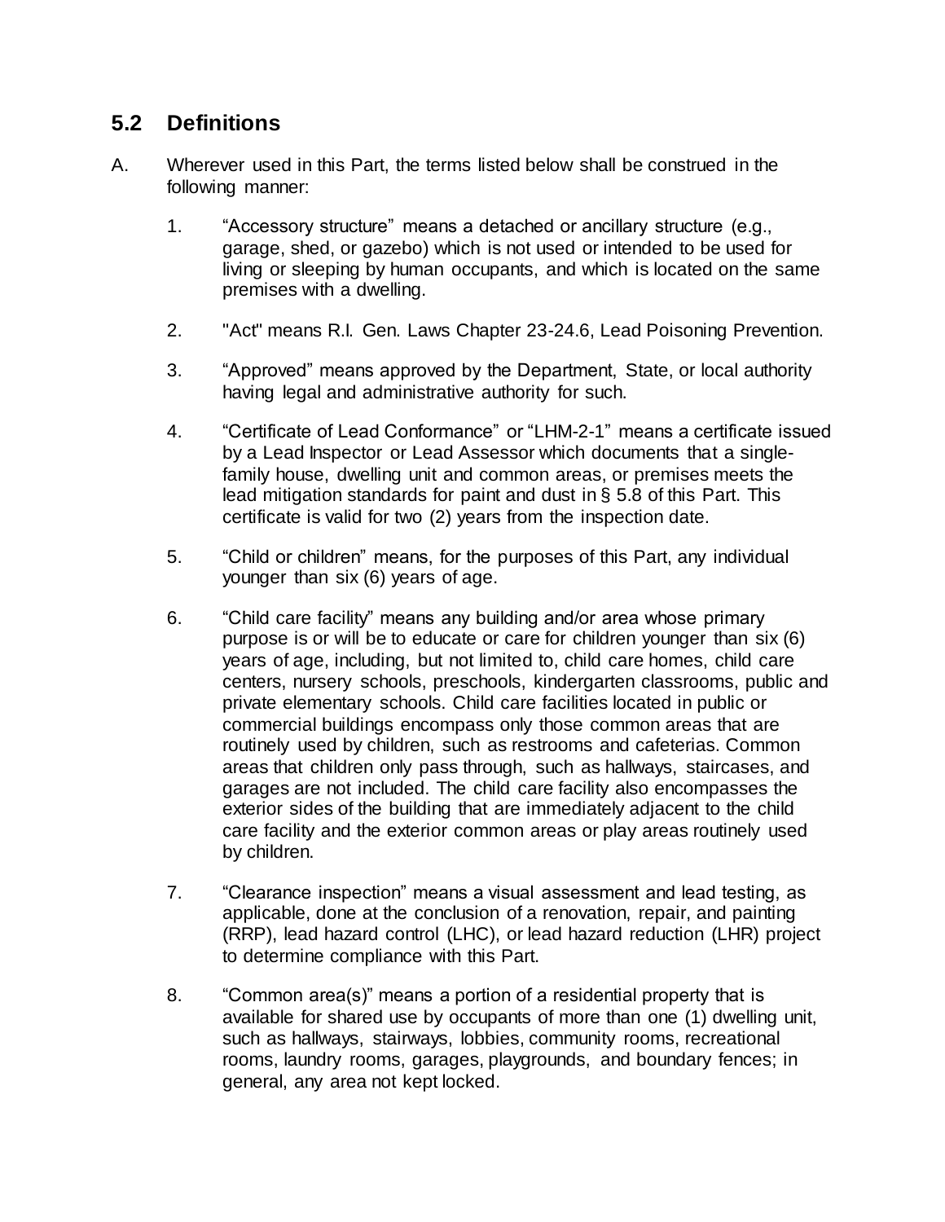## 5.2 Definitions

A. Wherever used in this Part, the terms listed below shall be construed in the following manner:

1. “Accessory structure” means a detached or ancillary structure (e.g., garage, shed, or gazebo) which is not used or intended to be used for living or sleeping by human occupants, and which is located on the same premises with a dwelling.

2. "Act" means R.I. Gen. Laws Chapter 23-24.6, Lead Poisoning Prevention.

3. “Approved” means approved by the Department, State, or local authority having legal and administrative authority for such.

4. “Certificate of Lead Conformance” or “LHM-2-1” means a certificate issued by a Lead Inspector or Lead Assessor which documents that a single-family house, dwelling unit and common areas, or premises meets the lead mitigation standards for paint and dust in § 5.8 of this Part. This certificate is valid for two (2) years from the inspection date.

5. “Child or children” means, for the purposes of this Part, any individual younger than six (6) years of age.

6. “Child care facility” means any building and/or area whose primary purpose is or will be to educate or care for children younger than six (6) years of age, including, but not limited to, child care homes, child care centers, nursery schools, preschools, kindergarten classrooms, public and private elementary schools. Child care facilities located in public or commercial buildings encompass only those common areas that are routinely used by children, such as restrooms and cafeterias. Common areas that children only pass through, such as hallways, staircases, and garages are not included. The child care facility also encompasses the exterior sides of the building that are immediately adjacent to the child care facility and the exterior common areas or play areas routinely used by children.

7. “Clearance inspection” means a visual assessment and lead testing, as applicable, done at the conclusion of a renovation, repair, and painting (RRP), lead hazard control (LHC), or lead hazard reduction (LHR) project to determine compliance with this Part.

8. “Common area(s)” means a portion of a residential property that is available for shared use by occupants of more than one (1) dwelling unit, such as hallways, stairways, lobbies, community rooms, recreational rooms, laundry rooms, garages, playgrounds, and boundary fences; in general, any area not kept locked.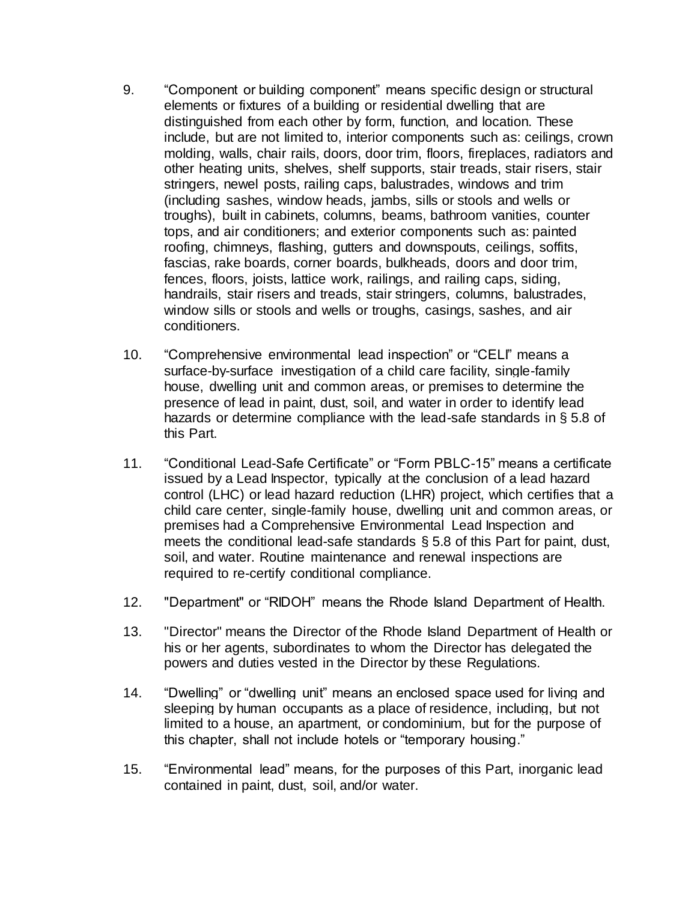9. “Component or building component” means specific design or structural elements or fixtures of a building or residential dwelling that are distinguished from each other by form, function, and location. These include, but are not limited to, interior components such as: ceilings, crown molding, walls, chair rails, doors, door trim, floors, fireplaces, radiators and other heating units, shelves, shelf supports, stair treads, stair risers, stair stringers, newel posts, railing caps, balustrades, windows and trim (including sashes, window heads, jambs, sills or stools and wells or troughs), built in cabinets, columns, beams, bathroom vanities, counter tops, and air conditioners; and exterior components such as: painted roofing, chimneys, flashing, gutters and downspouts, ceilings, soffits, fascias, rake boards, corner boards, bulkheads, doors and door trim, fences, floors, joists, lattice work, railings, and railing caps, siding, handrails, stair risers and treads, stair stringers, columns, balustrades, window sills or stools and wells or troughs, casings, sashes, and air conditioners.

10. “Comprehensive environmental lead inspection” or “CELI” means a surface-by-surface investigation of a child care facility, single-family house, dwelling unit and common areas, or premises to determine the presence of lead in paint, dust, soil, and water in order to identify lead hazards or determine compliance with the lead-safe standards in § 5.8 of this Part.

11. “Conditional Lead-Safe Certificate” or “Form PBLC-15” means a certificate issued by a Lead Inspector, typically at the conclusion of a lead hazard control (LHC) or lead hazard reduction (LHR) project, which certifies that a child care center, single-family house, dwelling unit and common areas, or premises had a Comprehensive Environmental Lead Inspection and meets the conditional lead-safe standards § 5.8 of this Part for paint, dust, soil, and water. Routine maintenance and renewal inspections are required to re-certify conditional compliance.

12. "Department" or “RIDOH” means the Rhode Island Department of Health.

13. "Director" means the Director of the Rhode Island Department of Health or his or her agents, subordinates to whom the Director has delegated the powers and duties vested in the Director by these Regulations.

14. “Dwelling” or “dwelling unit” means an enclosed space used for living and sleeping by human occupants as a place of residence, including, but not limited to a house, an apartment, or condominium, but for the purpose of this chapter, shall not include hotels or “temporary housing.”

15. “Environmental lead” means, for the purposes of this Part, inorganic lead contained in paint, dust, soil, and/or water.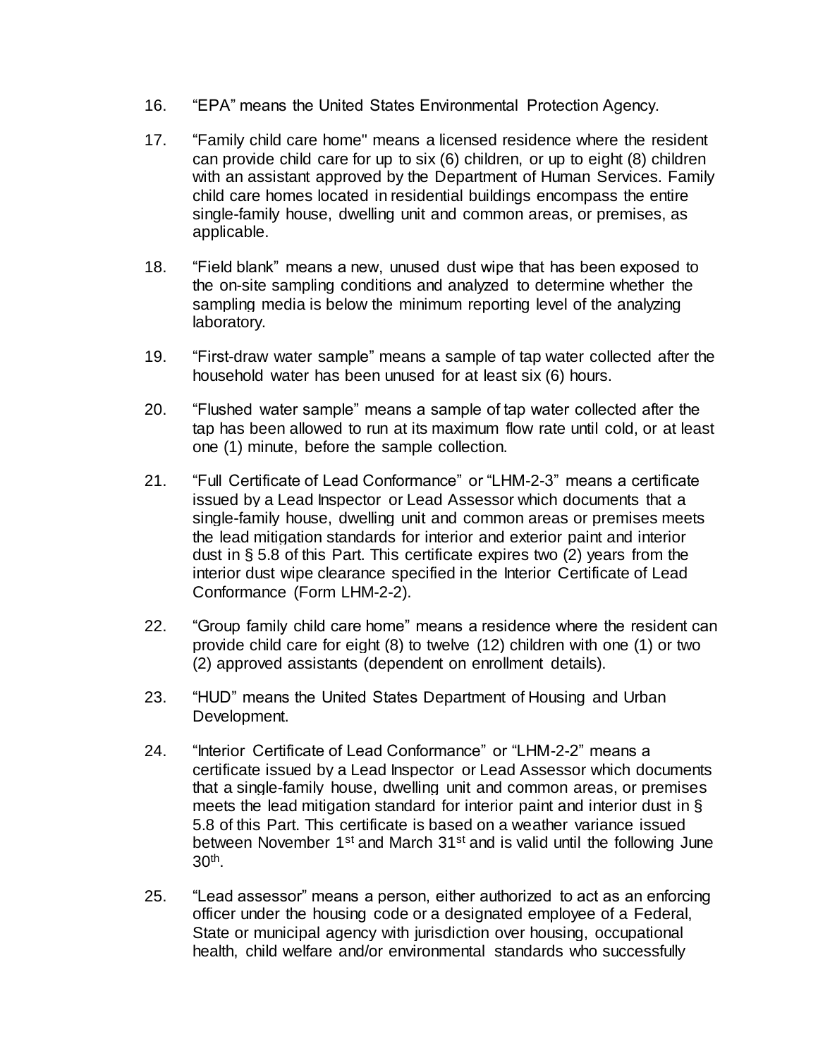16. "EPA" means the United States Environmental Protection Agency.

17. "Family child care home" means a licensed residence where the resident can provide child care for up to six (6) children, or up to eight (8) children with an assistant approved by the Department of Human Services. Family child care homes located in residential buildings encompass the entire single-family house, dwelling unit and common areas, or premises, as applicable.

18. "Field blank" means a new, unused dust wipe that has been exposed to the on-site sampling conditions and analyzed to determine whether the sampling media is below the minimum reporting level of the analyzing laboratory.

19. "First-draw water sample" means a sample of tap water collected after the household water has been unused for at least six (6) hours.

20. "Flushed water sample" means a sample of tap water collected after the tap has been allowed to run at its maximum flow rate until cold, or at least one (1) minute, before the sample collection.

21. "Full Certificate of Lead Conformance" or "LHM-2-3" means a certificate issued by a Lead Inspector or Lead Assessor which documents that a single-family house, dwelling unit and common areas or premises meets the lead mitigation standards for interior and exterior paint and interior dust in § 5.8 of this Part. This certificate expires two (2) years from the interior dust wipe clearance specified in the Interior Certificate of Lead Conformance (Form LHM-2-2).

22. "Group family child care home" means a residence where the resident can provide child care for eight (8) to twelve (12) children with one (1) or two (2) approved assistants (dependent on enrollment details).

23. "HUD" means the United States Department of Housing and Urban Development.

24. "Interior Certificate of Lead Conformance" or "LHM-2-2" means a certificate issued by a Lead Inspector or Lead Assessor which documents that a single-family house, dwelling unit and common areas, or premises meets the lead mitigation standard for interior paint and interior dust in § 5.8 of this Part. This certificate is based on a weather variance issued between November 1st and March 31st and is valid until the following June 30th.

25. "Lead assessor" means a person, either authorized to act as an enforcing officer under the housing code or a designated employee of a Federal, State or municipal agency with jurisdiction over housing, occupational health, child welfare and/or environmental standards who successfully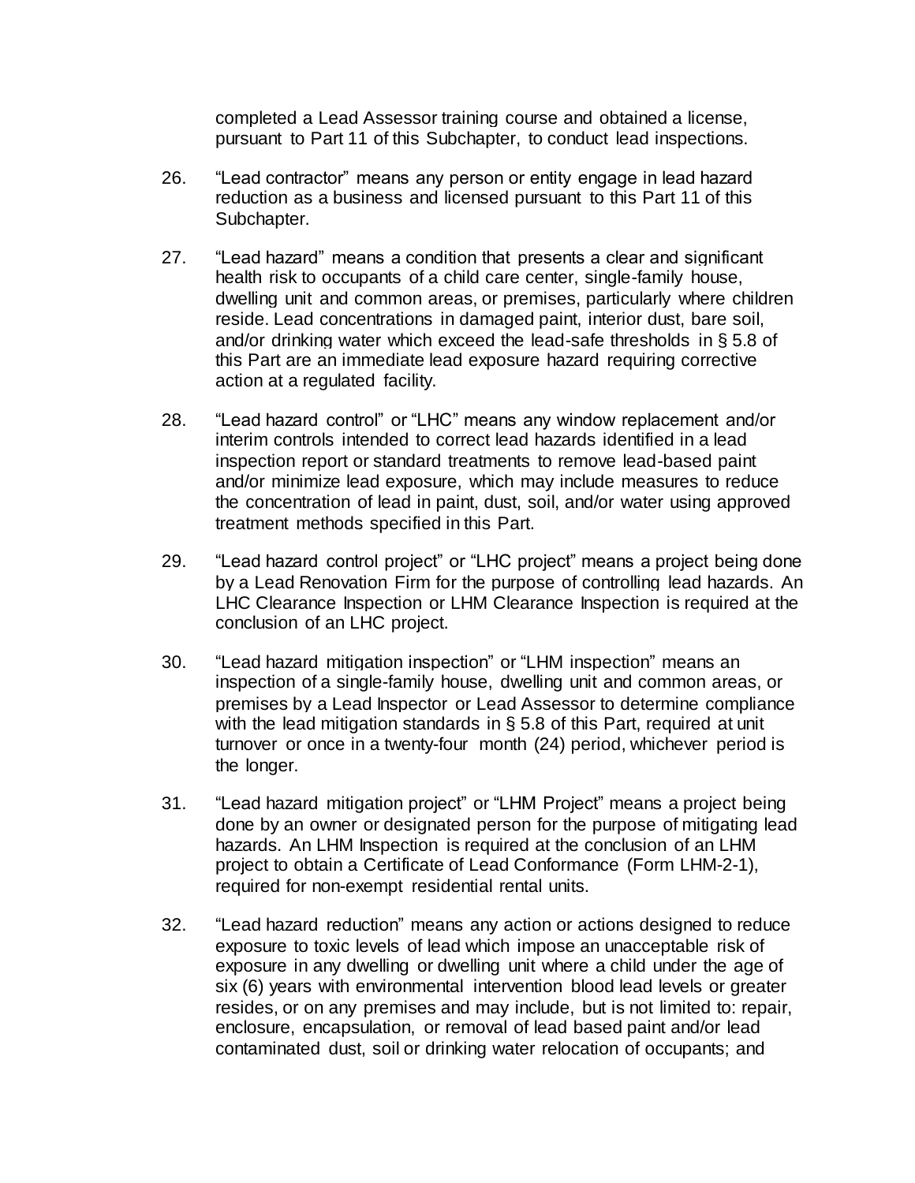completed a Lead Assessor training course and obtained a license, pursuant to Part 11 of this Subchapter, to conduct lead inspections.

26. "Lead contractor" means any person or entity engage in lead hazard reduction as a business and licensed pursuant to this Part 11 of this Subchapter.

27. "Lead hazard" means a condition that presents a clear and significant health risk to occupants of a child care center, single-family house, dwelling unit and common areas, or premises, particularly where children reside. Lead concentrations in damaged paint, interior dust, bare soil, and/or drinking water which exceed the lead-safe thresholds in § 5.8 of this Part are an immediate lead exposure hazard requiring corrective action at a regulated facility.

28. "Lead hazard control" or "LHC" means any window replacement and/or interim controls intended to correct lead hazards identified in a lead inspection report or standard treatments to remove lead-based paint and/or minimize lead exposure, which may include measures to reduce the concentration of lead in paint, dust, soil, and/or water using approved treatment methods specified in this Part.

29. "Lead hazard control project" or "LHC project" means a project being done by a Lead Renovation Firm for the purpose of controlling lead hazards. An LHC Clearance Inspection or LHM Clearance Inspection is required at the conclusion of an LHC project.

30. "Lead hazard mitigation inspection" or "LHM inspection" means an inspection of a single-family house, dwelling unit and common areas, or premises by a Lead Inspector or Lead Assessor to determine compliance with the lead mitigation standards in § 5.8 of this Part, required at unit turnover or once in a twenty-four month (24) period, whichever period is the longer.

31. "Lead hazard mitigation project" or "LHM Project" means a project being done by an owner or designated person for the purpose of mitigating lead hazards. An LHM Inspection is required at the conclusion of an LHM project to obtain a Certificate of Lead Conformance (Form LHM-2-1), required for non-exempt residential rental units.

32. "Lead hazard reduction" means any action or actions designed to reduce exposure to toxic levels of lead which impose an unacceptable risk of exposure in any dwelling or dwelling unit where a child under the age of six (6) years with environmental intervention blood lead levels or greater resides, or on any premises and may include, but is not limited to: repair, enclosure, encapsulation, or removal of lead based paint and/or lead contaminated dust, soil or drinking water relocation of occupants; and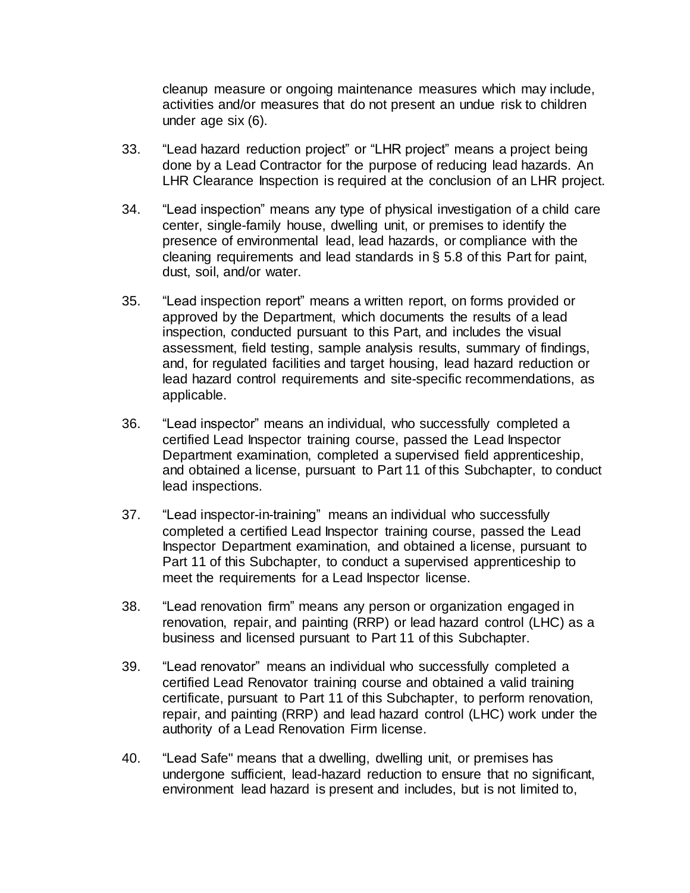cleanup measure or ongoing maintenance measures which may include, activities and/or measures that do not present an undue risk to children under age six (6).

33. "Lead hazard reduction project" or "LHR project" means a project being done by a Lead Contractor for the purpose of reducing lead hazards. An LHR Clearance Inspection is required at the conclusion of an LHR project.

34. "Lead inspection" means any type of physical investigation of a child care center, single-family house, dwelling unit, or premises to identify the presence of environmental lead, lead hazards, or compliance with the cleaning requirements and lead standards in § 5.8 of this Part for paint, dust, soil, and/or water.

35. "Lead inspection report" means a written report, on forms provided or approved by the Department, which documents the results of a lead inspection, conducted pursuant to this Part, and includes the visual assessment, field testing, sample analysis results, summary of findings, and, for regulated facilities and target housing, lead hazard reduction or lead hazard control requirements and site-specific recommendations, as applicable.

36. "Lead inspector" means an individual, who successfully completed a certified Lead Inspector training course, passed the Lead Inspector Department examination, completed a supervised field apprenticeship, and obtained a license, pursuant to Part 11 of this Subchapter, to conduct lead inspections.

37. "Lead inspector-in-training" means an individual who successfully completed a certified Lead Inspector training course, passed the Lead Inspector Department examination, and obtained a license, pursuant to Part 11 of this Subchapter, to conduct a supervised apprenticeship to meet the requirements for a Lead Inspector license.

38. "Lead renovation firm" means any person or organization engaged in renovation, repair, and painting (RRP) or lead hazard control (LHC) as a business and licensed pursuant to Part 11 of this Subchapter.

39. "Lead renovator" means an individual who successfully completed a certified Lead Renovator training course and obtained a valid training certificate, pursuant to Part 11 of this Subchapter, to perform renovation, repair, and painting (RRP) and lead hazard control (LHC) work under the authority of a Lead Renovation Firm license.

40. "Lead Safe" means that a dwelling, dwelling unit, or premises has undergone sufficient, lead-hazard reduction to ensure that no significant, environment lead hazard is present and includes, but is not limited to,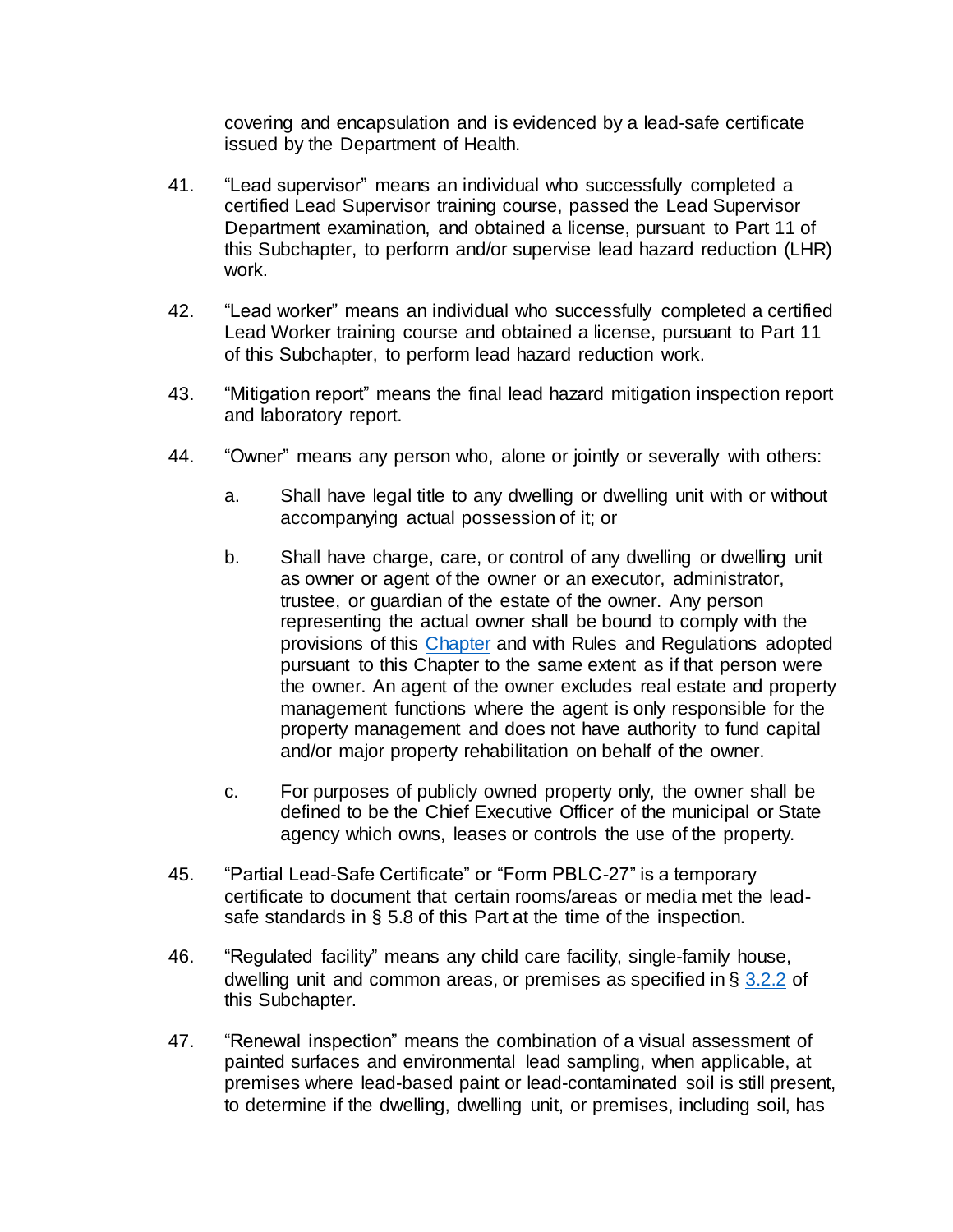covering and encapsulation and is evidenced by a lead-safe certificate issued by the Department of Health.

41. "Lead supervisor" means an individual who successfully completed a certified Lead Supervisor training course, passed the Lead Supervisor Department examination, and obtained a license, pursuant to Part 11 of this Subchapter, to perform and/or supervise lead hazard reduction (LHR) work.

42. "Lead worker" means an individual who successfully completed a certified Lead Worker training course and obtained a license, pursuant to Part 11 of this Subchapter, to perform lead hazard reduction work.

43. "Mitigation report" means the final lead hazard mitigation inspection report and laboratory report.

44. "Owner" means any person who, alone or jointly or severally with others:

    a. Shall have legal title to any dwelling or dwelling unit with or without accompanying actual possession of it; or

    b. Shall have charge, care, or control of any dwelling or dwelling unit as owner or agent of the owner or an executor, administrator, trustee, or guardian of the estate of the owner. Any person representing the actual owner shall be bound to comply with the provisions of this Chapter and with Rules and Regulations adopted pursuant to this Chapter to the same extent as if that person were the owner. An agent of the owner excludes real estate and property management functions where the agent is only responsible for the property management and does not have authority to fund capital and/or major property rehabilitation on behalf of the owner.

    c. For purposes of publicly owned property only, the owner shall be defined to be the Chief Executive Officer of the municipal or State agency which owns, leases or controls the use of the property.

45. "Partial Lead-Safe Certificate" or "Form PBLC-27" is a temporary certificate to document that certain rooms/areas or media met the lead-safe standards in § 5.8 of this Part at the time of the inspection.

46. "Regulated facility" means any child care facility, single-family house, dwelling unit and common areas, or premises as specified in § 3.2.2 of this Subchapter.

47. "Renewal inspection" means the combination of a visual assessment of painted surfaces and environmental lead sampling, when applicable, at premises where lead-based paint or lead-contaminated soil is still present, to determine if the dwelling, dwelling unit, or premises, including soil, has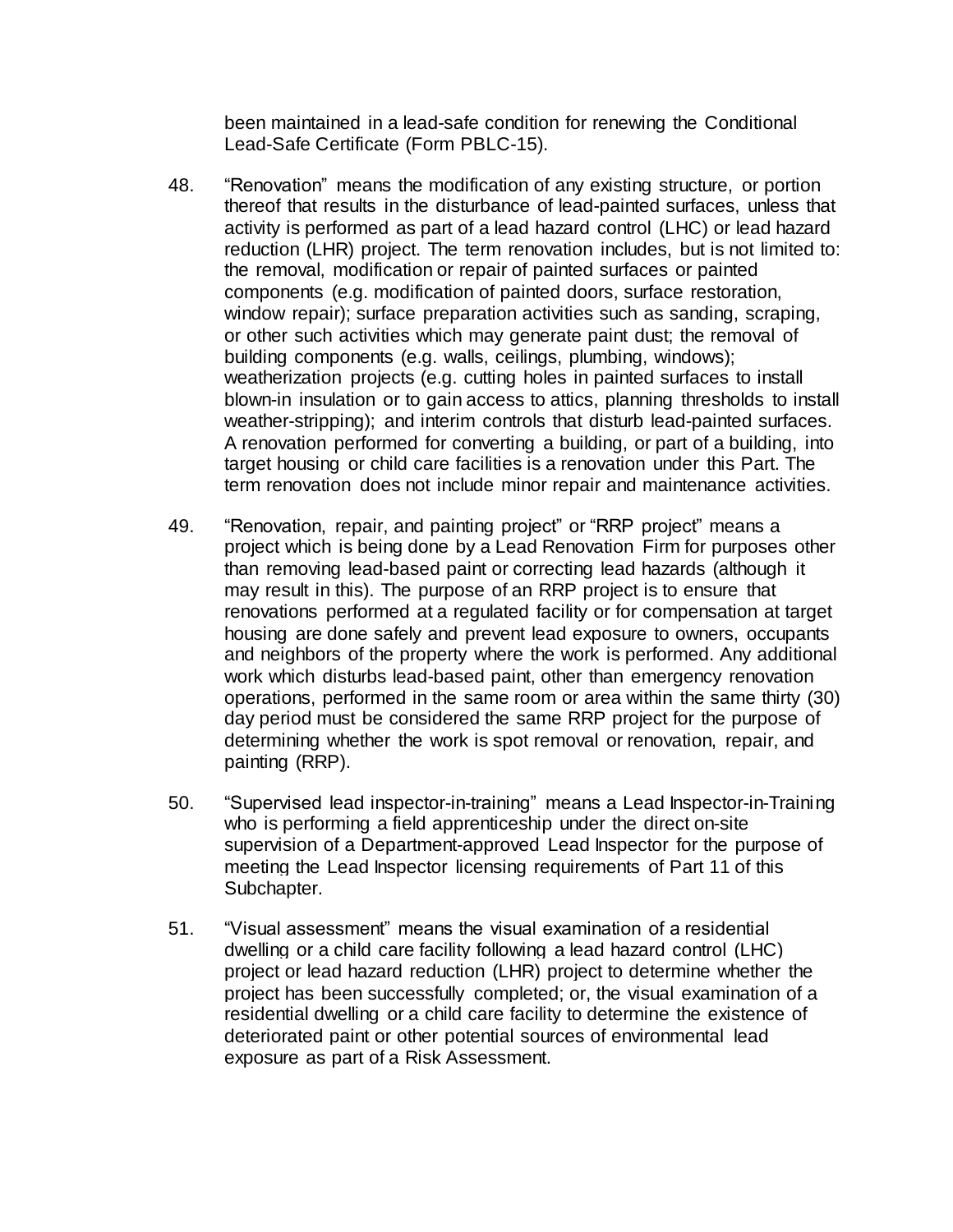been maintained in a lead-safe condition for renewing the Conditional Lead-Safe Certificate (Form PBLC-15).

48. "Renovation" means the modification of any existing structure, or portion thereof that results in the disturbance of lead-painted surfaces, unless that activity is performed as part of a lead hazard control (LHC) or lead hazard reduction (LHR) project. The term renovation includes, but is not limited to: the removal, modification or repair of painted surfaces or painted components (e.g. modification of painted doors, surface restoration, window repair); surface preparation activities such as sanding, scraping, or other such activities which may generate paint dust; the removal of building components (e.g. walls, ceilings, plumbing, windows); weatherization projects (e.g. cutting holes in painted surfaces to install blown-in insulation or to gain access to attics, planning thresholds to install weather-stripping); and interim controls that disturb lead-painted surfaces. A renovation performed for converting a building, or part of a building, into target housing or child care facilities is a renovation under this Part. The term renovation does not include minor repair and maintenance activities.

49. "Renovation, repair, and painting project" or "RRP project" means a project which is being done by a Lead Renovation Firm for purposes other than removing lead-based paint or correcting lead hazards (although it may result in this). The purpose of an RRP project is to ensure that renovations performed at a regulated facility or for compensation at target housing are done safely and prevent lead exposure to owners, occupants and neighbors of the property where the work is performed. Any additional work which disturbs lead-based paint, other than emergency renovation operations, performed in the same room or area within the same thirty (30) day period must be considered the same RRP project for the purpose of determining whether the work is spot removal or renovation, repair, and painting (RRP).

50. "Supervised lead inspector-in-training" means a Lead Inspector-in-Training who is performing a field apprenticeship under the direct on-site supervision of a Department-approved Lead Inspector for the purpose of meeting the Lead Inspector licensing requirements of Part 11 of this Subchapter.

51. "Visual assessment" means the visual examination of a residential dwelling or a child care facility following a lead hazard control (LHC) project or lead hazard reduction (LHR) project to determine whether the project has been successfully completed; or, the visual examination of a residential dwelling or a child care facility to determine the existence of deteriorated paint or other potential sources of environmental lead exposure as part of a Risk Assessment.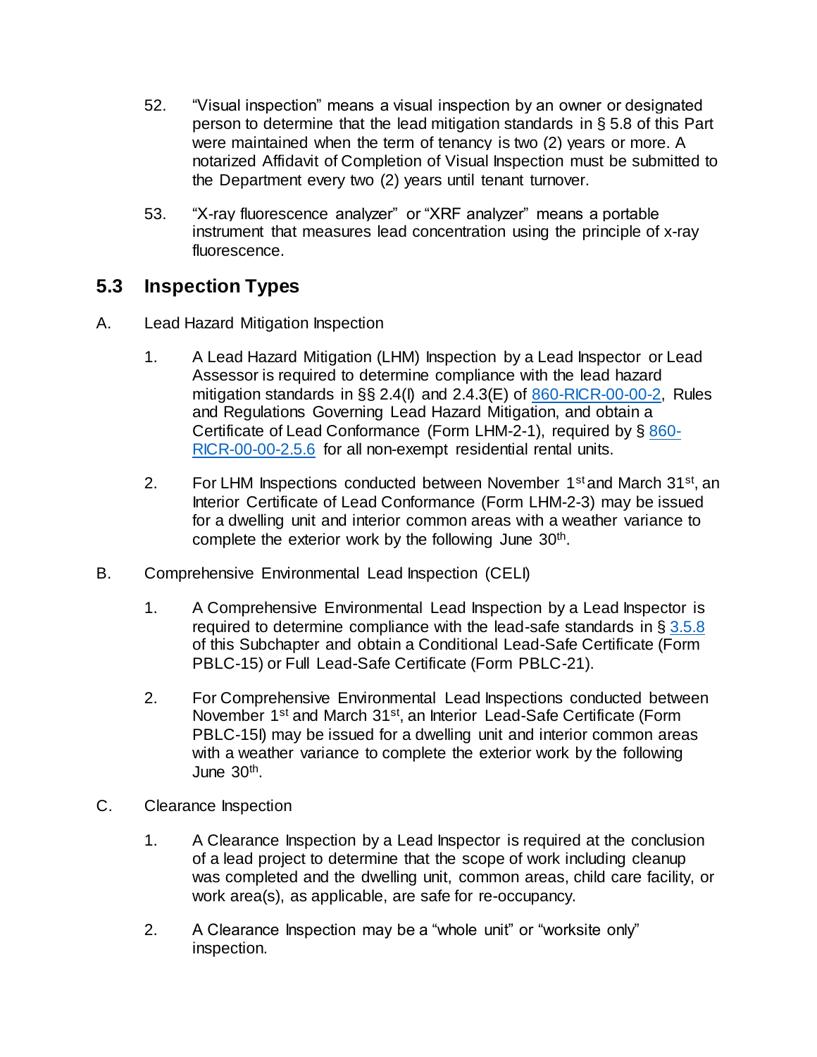52. "Visual inspection" means a visual inspection by an owner or designated person to determine that the lead mitigation standards in § 5.8 of this Part were maintained when the term of tenancy is two (2) years or more. A notarized Affidavit of Completion of Visual Inspection must be submitted to the Department every two (2) years until tenant turnover.

53. "X-ray fluorescence analyzer" or "XRF analyzer" means a portable instrument that measures lead concentration using the principle of x-ray fluorescence.

## 5.3 Inspection Types

A. Lead Hazard Mitigation Inspection

1. A Lead Hazard Mitigation (LHM) Inspection by a Lead Inspector or Lead Assessor is required to determine compliance with the lead hazard mitigation standards in §§ 2.4(I) and 2.4.3(E) of 860-RICR-00-00-2, Rules and Regulations Governing Lead Hazard Mitigation, and obtain a Certificate of Lead Conformance (Form LHM-2-1), required by § 860-RICR-00-00-2.5.6 for all non-exempt residential rental units.

2. For LHM Inspections conducted between November 1st and March 31st, an Interior Certificate of Lead Conformance (Form LHM-2-3) may be issued for a dwelling unit and interior common areas with a weather variance to complete the exterior work by the following June 30th.

B. Comprehensive Environmental Lead Inspection (CELI)

1. A Comprehensive Environmental Lead Inspection by a Lead Inspector is required to determine compliance with the lead-safe standards in § 3.5.8 of this Subchapter and obtain a Conditional Lead-Safe Certificate (Form PBLC-15) or Full Lead-Safe Certificate (Form PBLC-21).

2. For Comprehensive Environmental Lead Inspections conducted between November 1st and March 31st, an Interior Lead-Safe Certificate (Form PBLC-15I) may be issued for a dwelling unit and interior common areas with a weather variance to complete the exterior work by the following June 30th.

C. Clearance Inspection

1. A Clearance Inspection by a Lead Inspector is required at the conclusion of a lead project to determine that the scope of work including cleanup was completed and the dwelling unit, common areas, child care facility, or work area(s), as applicable, are safe for re-occupancy.

2. A Clearance Inspection may be a "whole unit" or "worksite only" inspection.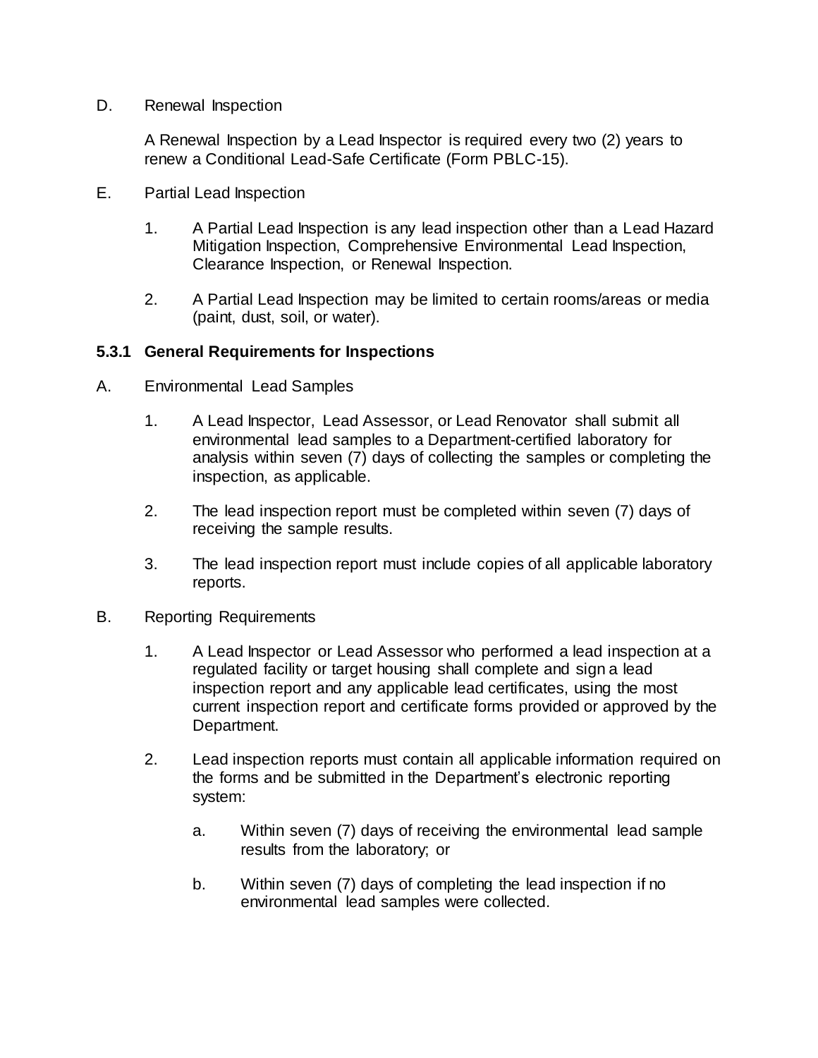D. Renewal Inspection

A Renewal Inspection by a Lead Inspector is required every two (2) years to renew a Conditional Lead-Safe Certificate (Form PBLC-15).

E. Partial Lead Inspection

1. A Partial Lead Inspection is any lead inspection other than a Lead Hazard Mitigation Inspection, Comprehensive Environmental Lead Inspection, Clearance Inspection, or Renewal Inspection.

2. A Partial Lead Inspection may be limited to certain rooms/areas or media (paint, dust, soil, or water).

### 5.3.1 General Requirements for Inspections

A. Environmental Lead Samples

1. A Lead Inspector, Lead Assessor, or Lead Renovator shall submit all environmental lead samples to a Department-certified laboratory for analysis within seven (7) days of collecting the samples or completing the inspection, as applicable.

2. The lead inspection report must be completed within seven (7) days of receiving the sample results.

3. The lead inspection report must include copies of all applicable laboratory reports.

B. Reporting Requirements

1. A Lead Inspector or Lead Assessor who performed a lead inspection at a regulated facility or target housing shall complete and sign a lead inspection report and any applicable lead certificates, using the most current inspection report and certificate forms provided or approved by the Department.

2. Lead inspection reports must contain all applicable information required on the forms and be submitted in the Department's electronic reporting system:

   a. Within seven (7) days of receiving the environmental lead sample results from the laboratory; or

   b. Within seven (7) days of completing the lead inspection if no environmental lead samples were collected.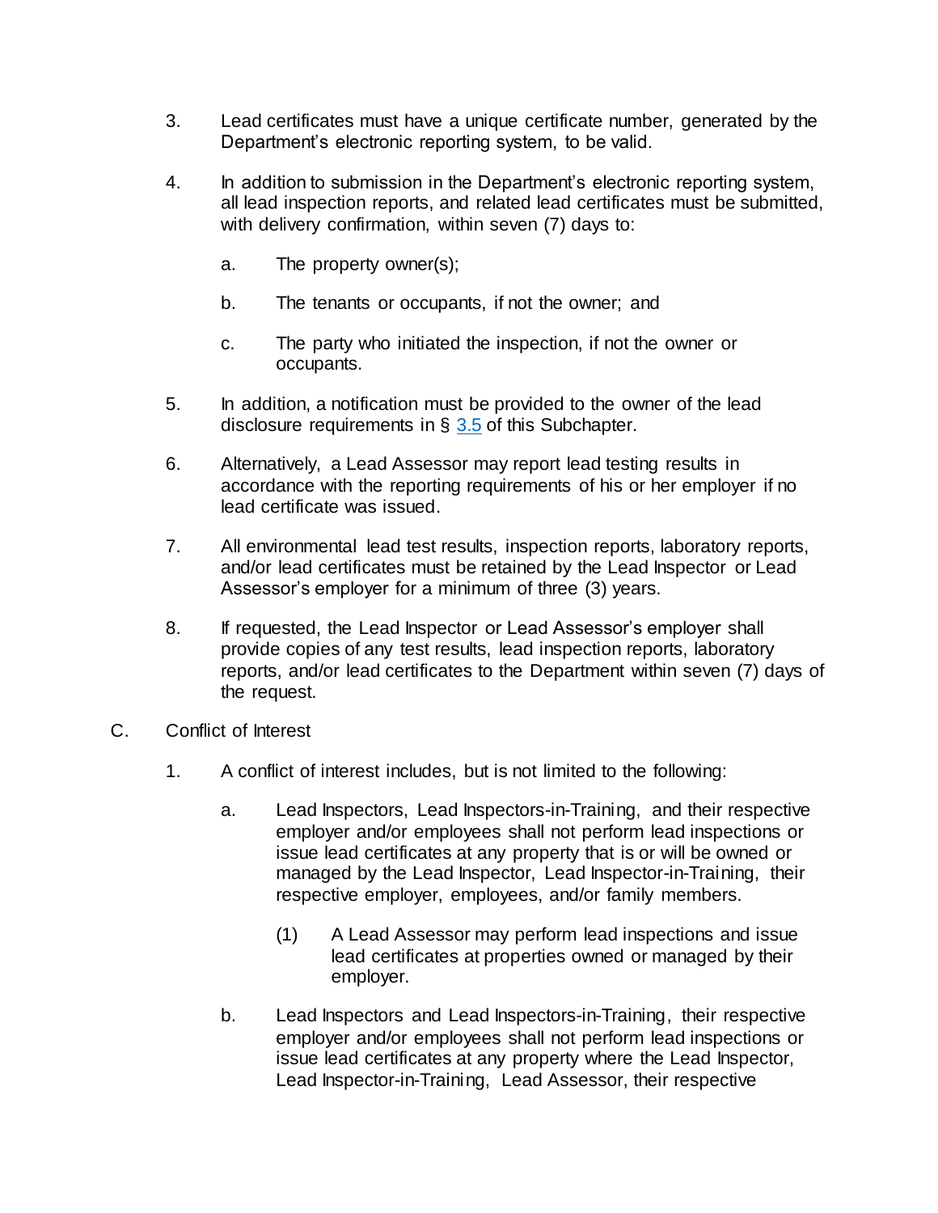3. Lead certificates must have a unique certificate number, generated by the Department's electronic reporting system, to be valid.

4. In addition to submission in the Department's electronic reporting system, all lead inspection reports, and related lead certificates must be submitted, with delivery confirmation, within seven (7) days to:

   a. The property owner(s);

   b. The tenants or occupants, if not the owner; and

   c. The party who initiated the inspection, if not the owner or occupants.

5. In addition, a notification must be provided to the owner of the lead disclosure requirements in § 3.5 of this Subchapter.

6. Alternatively, a Lead Assessor may report lead testing results in accordance with the reporting requirements of his or her employer if no lead certificate was issued.

7. All environmental lead test results, inspection reports, laboratory reports, and/or lead certificates must be retained by the Lead Inspector or Lead Assessor's employer for a minimum of three (3) years.

8. If requested, the Lead Inspector or Lead Assessor's employer shall provide copies of any test results, lead inspection reports, laboratory reports, and/or lead certificates to the Department within seven (7) days of the request.

C. Conflict of Interest

1. A conflict of interest includes, but is not limited to the following:

   a. Lead Inspectors, Lead Inspectors-in-Training, and their respective employer and/or employees shall not perform lead inspections or issue lead certificates at any property that is or will be owned or managed by the Lead Inspector, Lead Inspector-in-Training, their respective employer, employees, and/or family members.

      (1) A Lead Assessor may perform lead inspections and issue lead certificates at properties owned or managed by their employer.

   b. Lead Inspectors and Lead Inspectors-in-Training, their respective employer and/or employees shall not perform lead inspections or issue lead certificates at any property where the Lead Inspector, Lead Inspector-in-Training, Lead Assessor, their respective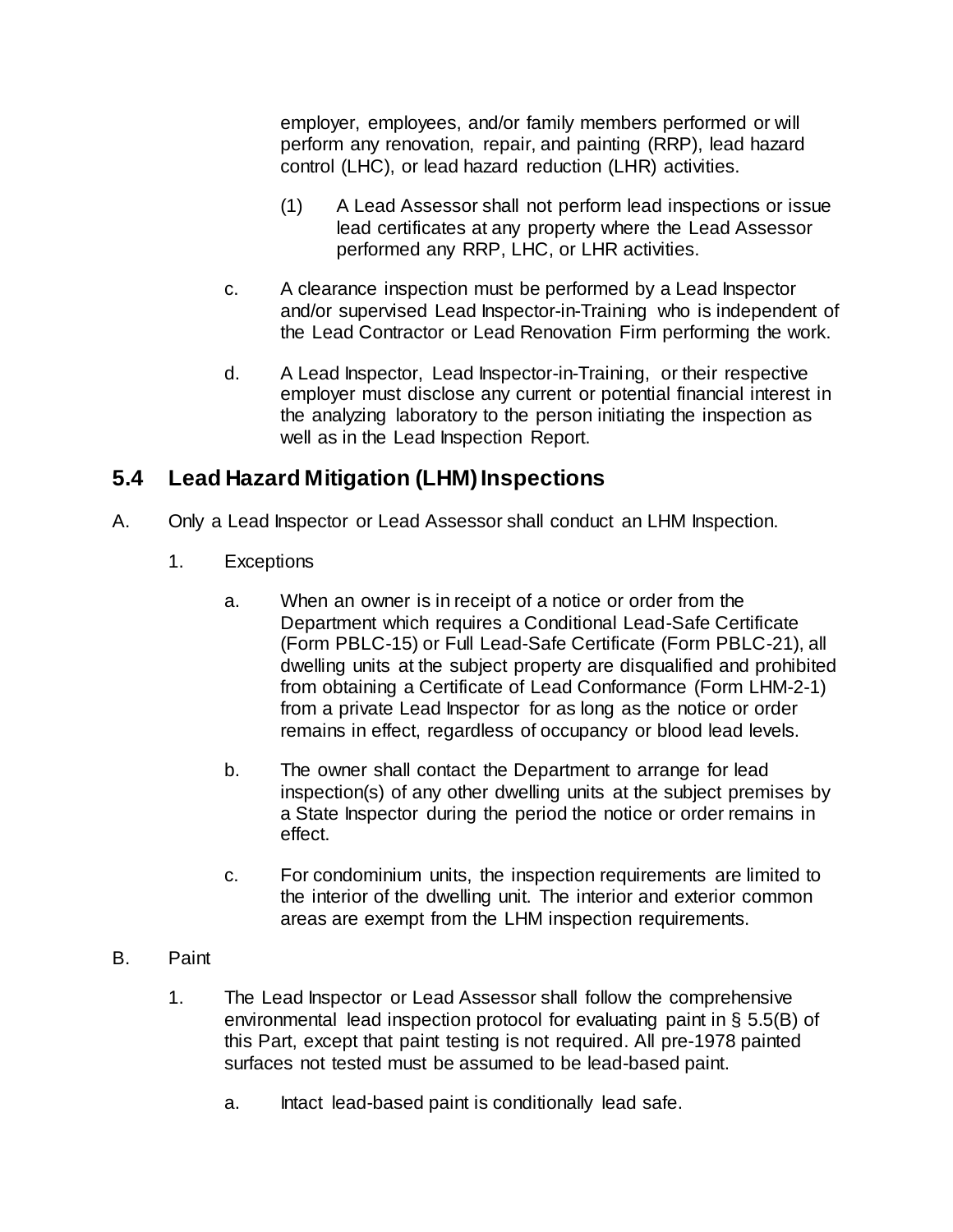employer, employees, and/or family members performed or will perform any renovation, repair, and painting (RRP), lead hazard control (LHC), or lead hazard reduction (LHR) activities.

(1) A Lead Assessor shall not perform lead inspections or issue lead certificates at any property where the Lead Assessor performed any RRP, LHC, or LHR activities.

c. A clearance inspection must be performed by a Lead Inspector and/or supervised Lead Inspector-in-Training who is independent of the Lead Contractor or Lead Renovation Firm performing the work.

d. A Lead Inspector, Lead Inspector-in-Training, or their respective employer must disclose any current or potential financial interest in the analyzing laboratory to the person initiating the inspection as well as in the Lead Inspection Report.

## 5.4 Lead Hazard Mitigation (LHM) Inspections

A. Only a Lead Inspector or Lead Assessor shall conduct an LHM Inspection.

1. Exceptions

a. When an owner is in receipt of a notice or order from the Department which requires a Conditional Lead-Safe Certificate (Form PBLC-15) or Full Lead-Safe Certificate (Form PBLC-21), all dwelling units at the subject property are disqualified and prohibited from obtaining a Certificate of Lead Conformance (Form LHM-2-1) from a private Lead Inspector for as long as the notice or order remains in effect, regardless of occupancy or blood lead levels.

b. The owner shall contact the Department to arrange for lead inspection(s) of any other dwelling units at the subject premises by a State Inspector during the period the notice or order remains in effect.

c. For condominium units, the inspection requirements are limited to the interior of the dwelling unit. The interior and exterior common areas are exempt from the LHM inspection requirements.

B. Paint

1. The Lead Inspector or Lead Assessor shall follow the comprehensive environmental lead inspection protocol for evaluating paint in § 5.5(B) of this Part, except that paint testing is not required. All pre-1978 painted surfaces not tested must be assumed to be lead-based paint.

a. Intact lead-based paint is conditionally lead safe.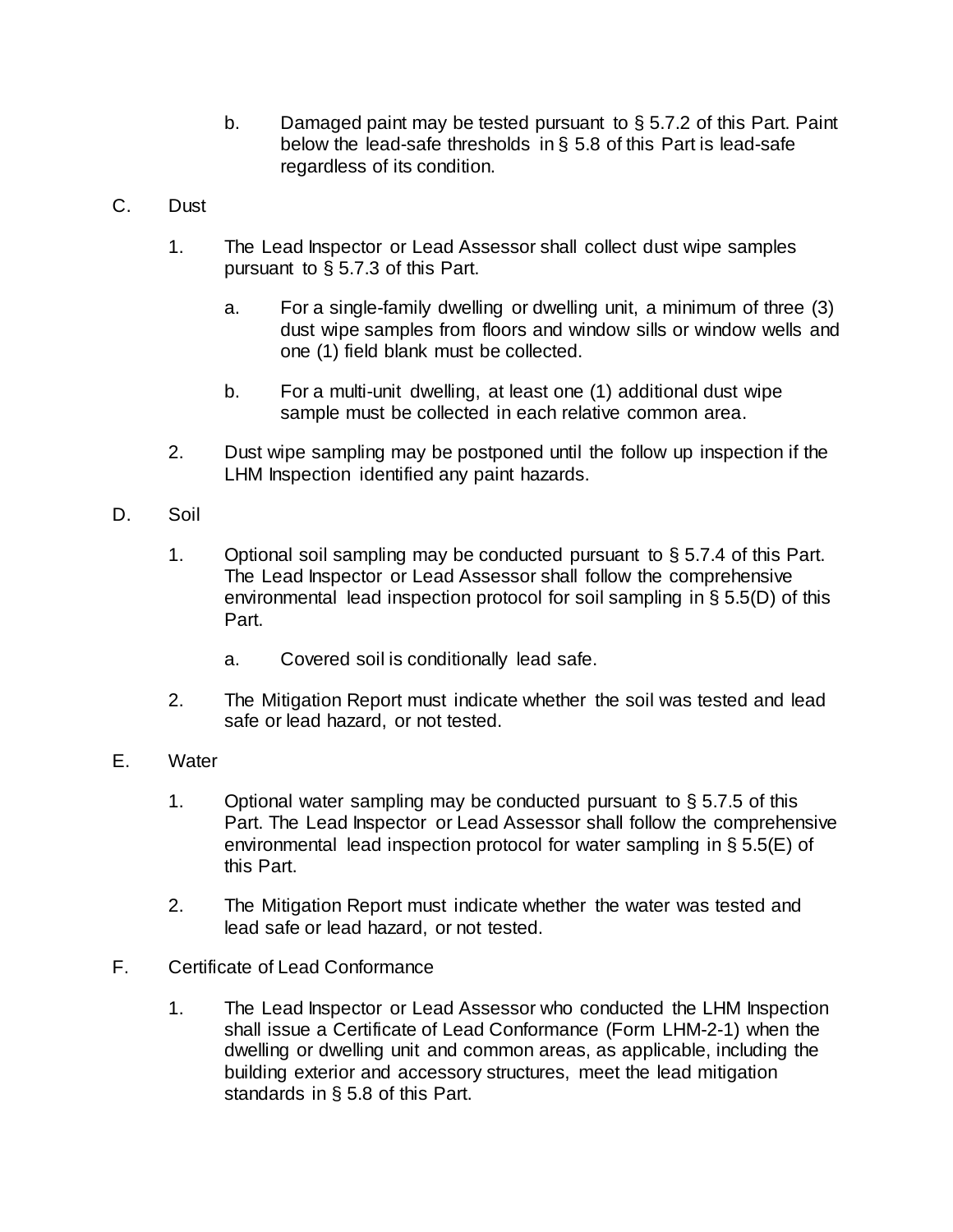b. Damaged paint may be tested pursuant to § 5.7.2 of this Part. Paint below the lead-safe thresholds in § 5.8 of this Part is lead-safe regardless of its condition.

C. Dust

1. The Lead Inspector or Lead Assessor shall collect dust wipe samples pursuant to § 5.7.3 of this Part.

   a. For a single-family dwelling or dwelling unit, a minimum of three (3) dust wipe samples from floors and window sills or window wells and one (1) field blank must be collected.

   b. For a multi-unit dwelling, at least one (1) additional dust wipe sample must be collected in each relative common area.

2. Dust wipe sampling may be postponed until the follow up inspection if the LHM Inspection identified any paint hazards.

D. Soil

1. Optional soil sampling may be conducted pursuant to § 5.7.4 of this Part. The Lead Inspector or Lead Assessor shall follow the comprehensive environmental lead inspection protocol for soil sampling in § 5.5(D) of this Part.

   a. Covered soil is conditionally lead safe.

2. The Mitigation Report must indicate whether the soil was tested and lead safe or lead hazard, or not tested.

E. Water

1. Optional water sampling may be conducted pursuant to § 5.7.5 of this Part. The Lead Inspector or Lead Assessor shall follow the comprehensive environmental lead inspection protocol for water sampling in § 5.5(E) of this Part.

2. The Mitigation Report must indicate whether the water was tested and lead safe or lead hazard, or not tested.

F. Certificate of Lead Conformance

1. The Lead Inspector or Lead Assessor who conducted the LHM Inspection shall issue a Certificate of Lead Conformance (Form LHM-2-1) when the dwelling or dwelling unit and common areas, as applicable, including the building exterior and accessory structures, meet the lead mitigation standards in § 5.8 of this Part.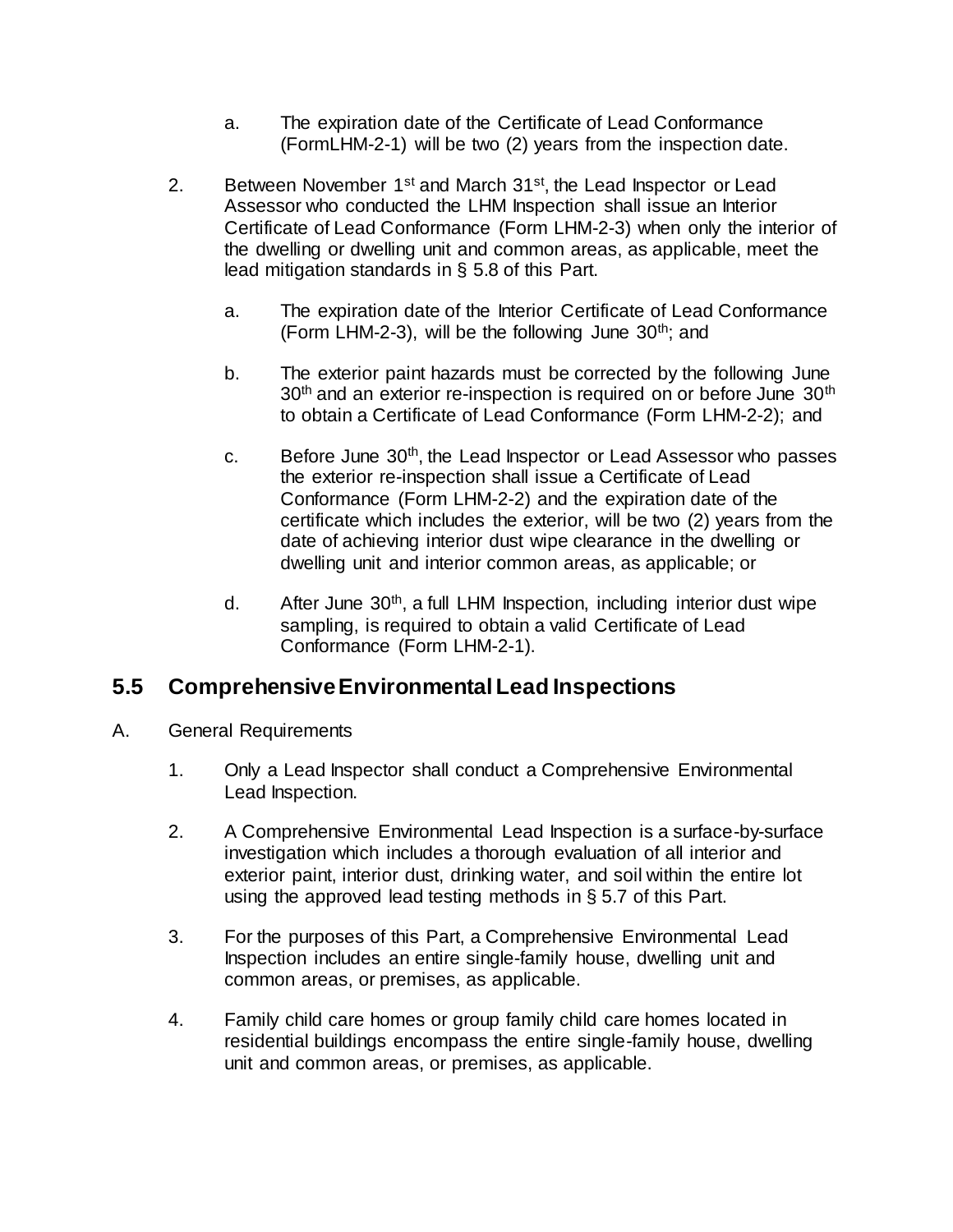a. The expiration date of the Certificate of Lead Conformance (FormLHM-2-1) will be two (2) years from the inspection date.

2. Between November 1st and March 31st, the Lead Inspector or Lead Assessor who conducted the LHM Inspection shall issue an Interior Certificate of Lead Conformance (Form LHM-2-3) when only the interior of the dwelling or dwelling unit and common areas, as applicable, meet the lead mitigation standards in § 5.8 of this Part.

   a. The expiration date of the Interior Certificate of Lead Conformance (Form LHM-2-3), will be the following June 30th; and

   b. The exterior paint hazards must be corrected by the following June 30th and an exterior re-inspection is required on or before June 30th to obtain a Certificate of Lead Conformance (Form LHM-2-2); and

   c. Before June 30th, the Lead Inspector or Lead Assessor who passes the exterior re-inspection shall issue a Certificate of Lead Conformance (Form LHM-2-2) and the expiration date of the certificate which includes the exterior, will be two (2) years from the date of achieving interior dust wipe clearance in the dwelling or dwelling unit and interior common areas, as applicable; or

   d. After June 30th, a full LHM Inspection, including interior dust wipe sampling, is required to obtain a valid Certificate of Lead Conformance (Form LHM-2-1).

## 5.5 Comprehensive Environmental Lead Inspections

A. General Requirements

1. Only a Lead Inspector shall conduct a Comprehensive Environmental Lead Inspection.

2. A Comprehensive Environmental Lead Inspection is a surface-by-surface investigation which includes a thorough evaluation of all interior and exterior paint, interior dust, drinking water, and soil within the entire lot using the approved lead testing methods in § 5.7 of this Part.

3. For the purposes of this Part, a Comprehensive Environmental Lead Inspection includes an entire single-family house, dwelling unit and common areas, or premises, as applicable.

4. Family child care homes or group family child care homes located in residential buildings encompass the entire single-family house, dwelling unit and common areas, or premises, as applicable.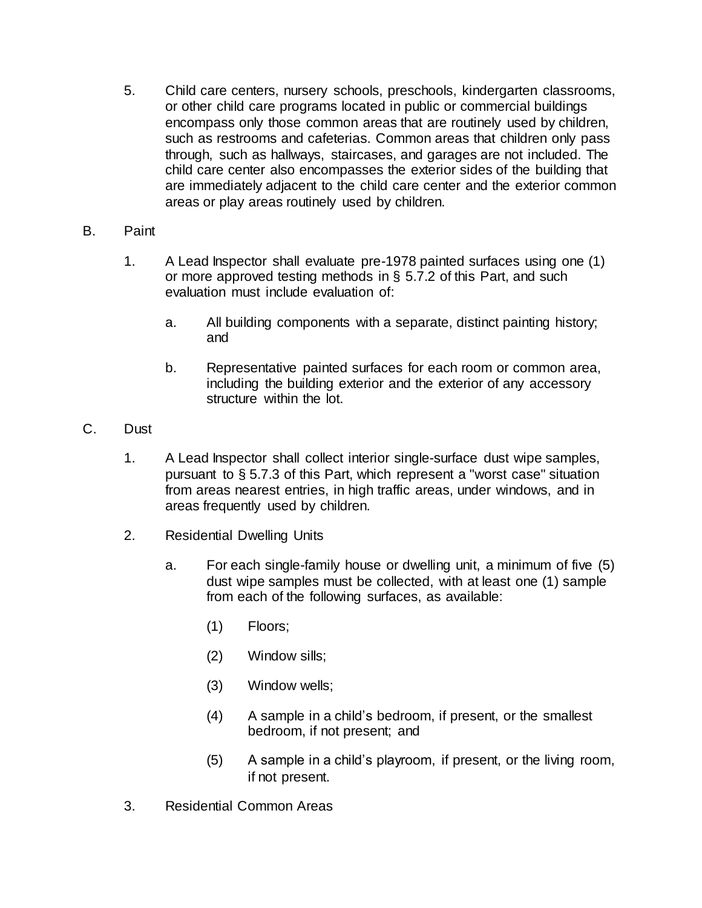5. Child care centers, nursery schools, preschools, kindergarten classrooms, or other child care programs located in public or commercial buildings encompass only those common areas that are routinely used by children, such as restrooms and cafeterias. Common areas that children only pass through, such as hallways, staircases, and garages are not included. The child care center also encompasses the exterior sides of the building that are immediately adjacent to the child care center and the exterior common areas or play areas routinely used by children.

B. Paint

1. A Lead Inspector shall evaluate pre-1978 painted surfaces using one (1) or more approved testing methods in § 5.7.2 of this Part, and such evaluation must include evaluation of:

    a. All building components with a separate, distinct painting history; and

    b. Representative painted surfaces for each room or common area, including the building exterior and the exterior of any accessory structure within the lot.

C. Dust

1. A Lead Inspector shall collect interior single-surface dust wipe samples, pursuant to § 5.7.3 of this Part, which represent a "worst case" situation from areas nearest entries, in high traffic areas, under windows, and in areas frequently used by children.

2. Residential Dwelling Units

    a. For each single-family house or dwelling unit, a minimum of five (5) dust wipe samples must be collected, with at least one (1) sample from each of the following surfaces, as available:

        (1) Floors;

        (2) Window sills;

        (3) Window wells;

        (4) A sample in a child's bedroom, if present, or the smallest bedroom, if not present; and

        (5) A sample in a child's playroom, if present, or the living room, if not present.

3. Residential Common Areas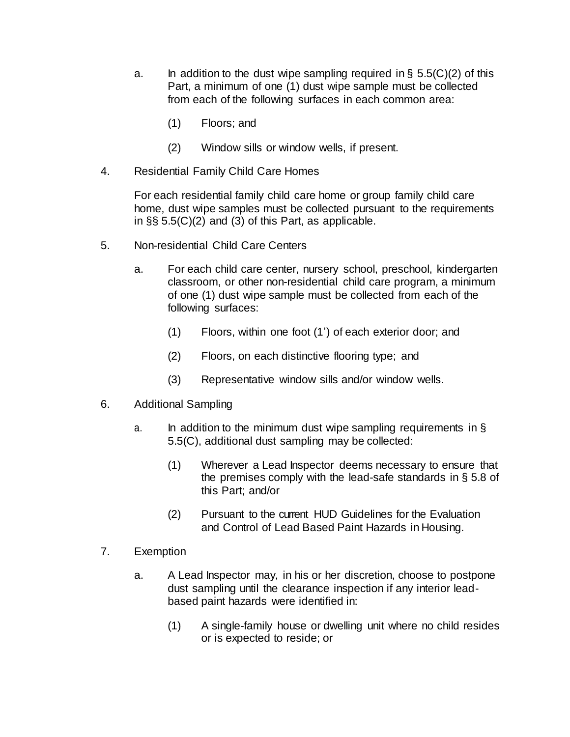a. In addition to the dust wipe sampling required in § 5.5(C)(2) of this Part, a minimum of one (1) dust wipe sample must be collected from each of the following surfaces in each common area:

   (1) Floors; and

   (2) Window sills or window wells, if present.

4. Residential Family Child Care Homes

   For each residential family child care home or group family child care home, dust wipe samples must be collected pursuant to the requirements in §§ 5.5(C)(2) and (3) of this Part, as applicable.

5. Non-residential Child Care Centers

   a. For each child care center, nursery school, preschool, kindergarten classroom, or other non-residential child care program, a minimum of one (1) dust wipe sample must be collected from each of the following surfaces:

      (1) Floors, within one foot (1') of each exterior door; and

      (2) Floors, on each distinctive flooring type; and

      (3) Representative window sills and/or window wells.

6. Additional Sampling

   a. In addition to the minimum dust wipe sampling requirements in § 5.5(C), additional dust sampling may be collected:

      (1) Wherever a Lead Inspector deems necessary to ensure that the premises comply with the lead-safe standards in § 5.8 of this Part; and/or

      (2) Pursuant to the current HUD Guidelines for the Evaluation and Control of Lead Based Paint Hazards in Housing.

7. Exemption

   a. A Lead Inspector may, in his or her discretion, choose to postpone dust sampling until the clearance inspection if any interior lead-based paint hazards were identified in:

      (1) A single-family house or dwelling unit where no child resides or is expected to reside; or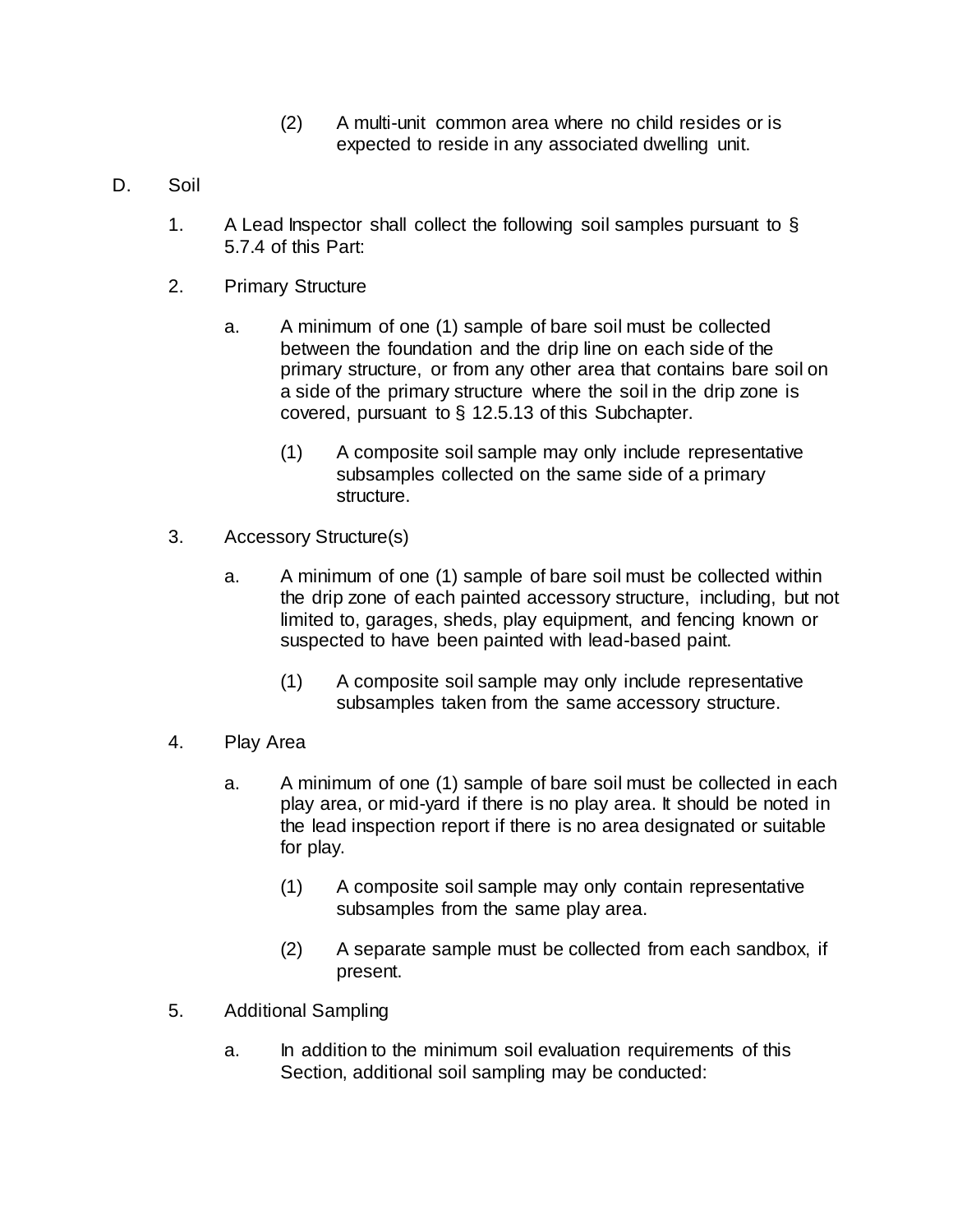(2) A multi-unit common area where no child resides or is expected to reside in any associated dwelling unit.

D. Soil

1. A Lead Inspector shall collect the following soil samples pursuant to § 5.7.4 of this Part:

2. Primary Structure

   a. A minimum of one (1) sample of bare soil must be collected between the foundation and the drip line on each side of the primary structure, or from any other area that contains bare soil on a side of the primary structure where the soil in the drip zone is covered, pursuant to § 12.5.13 of this Subchapter.

      (1) A composite soil sample may only include representative subsamples collected on the same side of a primary structure.

3. Accessory Structure(s)

   a. A minimum of one (1) sample of bare soil must be collected within the drip zone of each painted accessory structure, including, but not limited to, garages, sheds, play equipment, and fencing known or suspected to have been painted with lead-based paint.

      (1) A composite soil sample may only include representative subsamples taken from the same accessory structure.

4. Play Area

   a. A minimum of one (1) sample of bare soil must be collected in each play area, or mid-yard if there is no play area. It should be noted in the lead inspection report if there is no area designated or suitable for play.

      (1) A composite soil sample may only contain representative subsamples from the same play area.

      (2) A separate sample must be collected from each sandbox, if present.

5. Additional Sampling

   a. In addition to the minimum soil evaluation requirements of this Section, additional soil sampling may be conducted: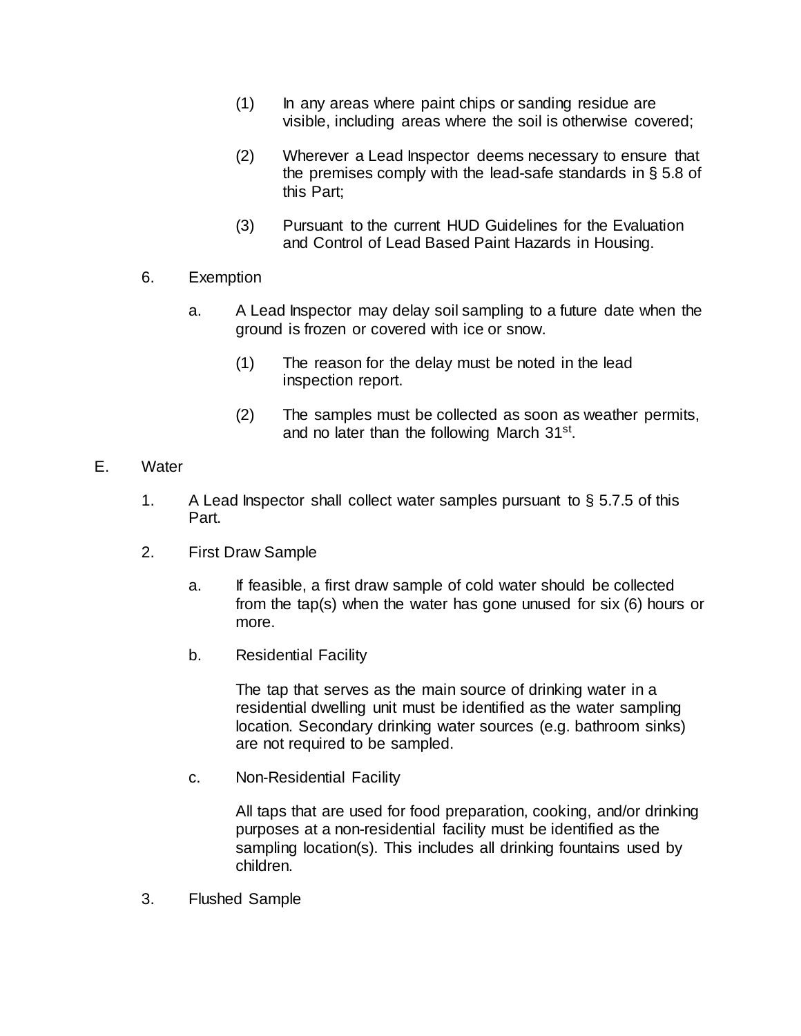(1) In any areas where paint chips or sanding residue are visible, including areas where the soil is otherwise covered;

(2) Wherever a Lead Inspector deems necessary to ensure that the premises comply with the lead-safe standards in § 5.8 of this Part;

(3) Pursuant to the current HUD Guidelines for the Evaluation and Control of Lead Based Paint Hazards in Housing.

6. Exemption

a. A Lead Inspector may delay soil sampling to a future date when the ground is frozen or covered with ice or snow.

(1) The reason for the delay must be noted in the lead inspection report.

(2) The samples must be collected as soon as weather permits, and no later than the following March 31st.

E. Water

1. A Lead Inspector shall collect water samples pursuant to § 5.7.5 of this Part.

2. First Draw Sample

a. If feasible, a first draw sample of cold water should be collected from the tap(s) when the water has gone unused for six (6) hours or more.

b. Residential Facility

The tap that serves as the main source of drinking water in a residential dwelling unit must be identified as the water sampling location. Secondary drinking water sources (e.g. bathroom sinks) are not required to be sampled.

c. Non-Residential Facility

All taps that are used for food preparation, cooking, and/or drinking purposes at a non-residential facility must be identified as the sampling location(s). This includes all drinking fountains used by children.

3. Flushed Sample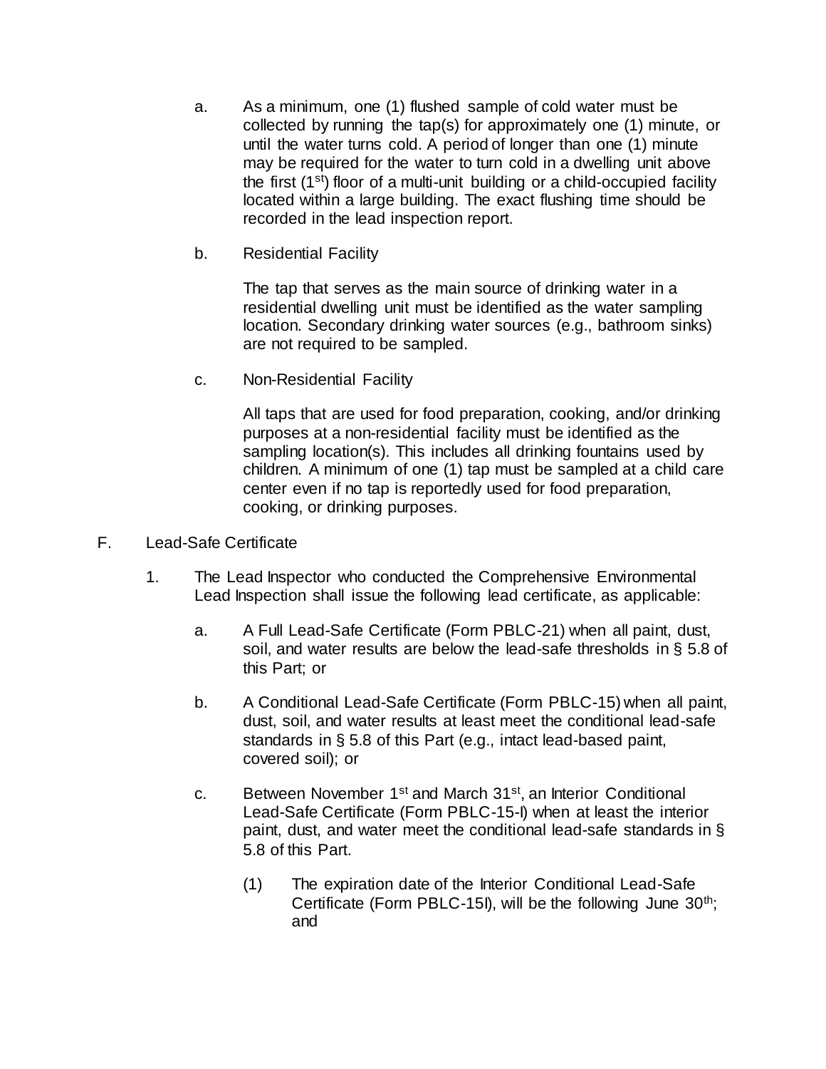a. As a minimum, one (1) flushed sample of cold water must be collected by running the tap(s) for approximately one (1) minute, or until the water turns cold. A period of longer than one (1) minute may be required for the water to turn cold in a dwelling unit above the first (1st) floor of a multi-unit building or a child-occupied facility located within a large building. The exact flushing time should be recorded in the lead inspection report.

b. Residential Facility

   The tap that serves as the main source of drinking water in a residential dwelling unit must be identified as the water sampling location. Secondary drinking water sources (e.g., bathroom sinks) are not required to be sampled.

c. Non-Residential Facility

   All taps that are used for food preparation, cooking, and/or drinking purposes at a non-residential facility must be identified as the sampling location(s). This includes all drinking fountains used by children. A minimum of one (1) tap must be sampled at a child care center even if no tap is reportedly used for food preparation, cooking, or drinking purposes.

F. Lead-Safe Certificate

1. The Lead Inspector who conducted the Comprehensive Environmental Lead Inspection shall issue the following lead certificate, as applicable:

   a. A Full Lead-Safe Certificate (Form PBLC-21) when all paint, dust, soil, and water results are below the lead-safe thresholds in § 5.8 of this Part; or

   b. A Conditional Lead-Safe Certificate (Form PBLC-15) when all paint, dust, soil, and water results at least meet the conditional lead-safe standards in § 5.8 of this Part (e.g., intact lead-based paint, covered soil); or

   c. Between November 1st and March 31st, an Interior Conditional Lead-Safe Certificate (Form PBLC-15-I) when at least the interior paint, dust, and water meet the conditional lead-safe standards in § 5.8 of this Part.

      (1) The expiration date of the Interior Conditional Lead-Safe Certificate (Form PBLC-15I), will be the following June 30th; and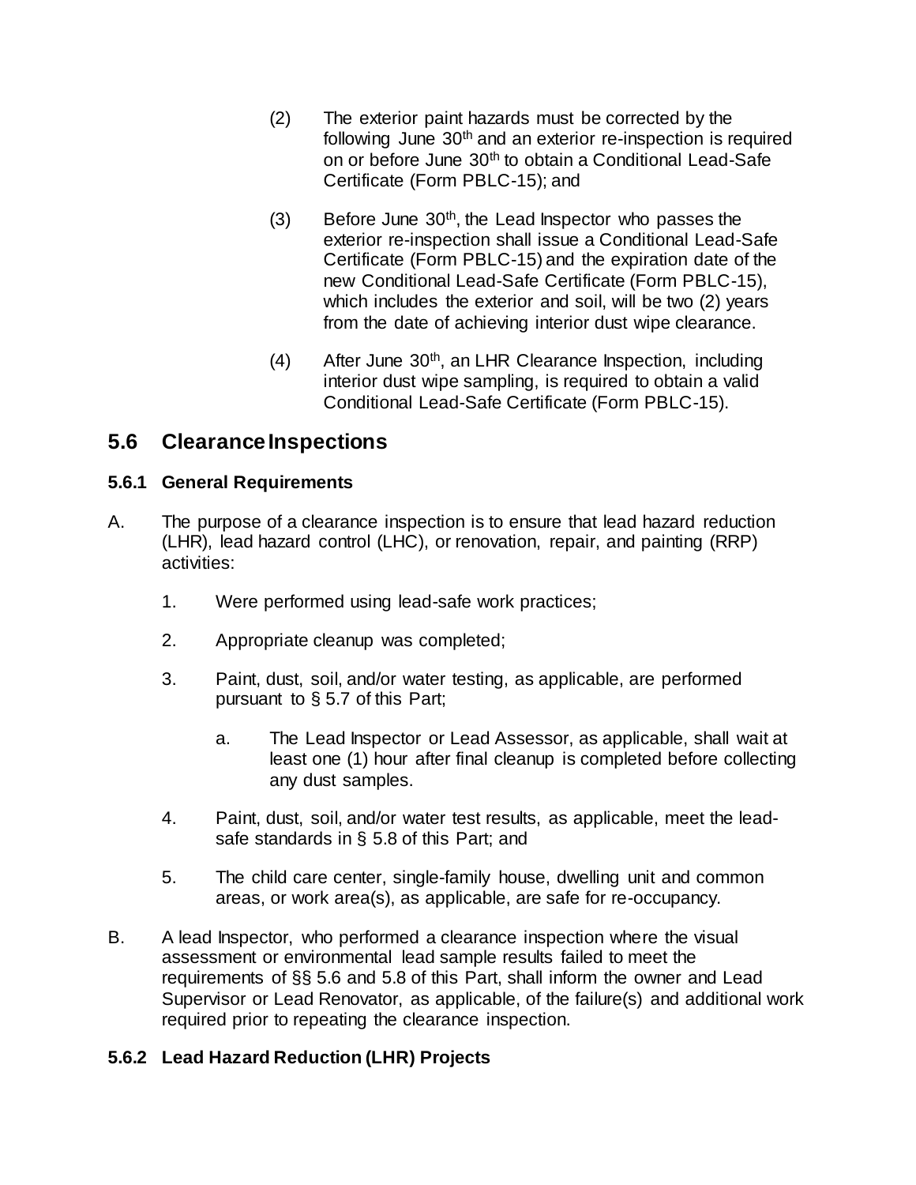(2) The exterior paint hazards must be corrected by the following June 30th and an exterior re-inspection is required on or before June 30th to obtain a Conditional Lead-Safe Certificate (Form PBLC-15); and

(3) Before June 30th, the Lead Inspector who passes the exterior re-inspection shall issue a Conditional Lead-Safe Certificate (Form PBLC-15) and the expiration date of the new Conditional Lead-Safe Certificate (Form PBLC-15), which includes the exterior and soil, will be two (2) years from the date of achieving interior dust wipe clearance.

(4) After June 30th, an LHR Clearance Inspection, including interior dust wipe sampling, is required to obtain a valid Conditional Lead-Safe Certificate (Form PBLC-15).

## 5.6 Clearance Inspections

### 5.6.1 General Requirements

A. The purpose of a clearance inspection is to ensure that lead hazard reduction (LHR), lead hazard control (LHC), or renovation, repair, and painting (RRP) activities:

1. Were performed using lead-safe work practices;

2. Appropriate cleanup was completed;

3. Paint, dust, soil, and/or water testing, as applicable, are performed pursuant to § 5.7 of this Part;

   a. The Lead Inspector or Lead Assessor, as applicable, shall wait at least one (1) hour after final cleanup is completed before collecting any dust samples.

4. Paint, dust, soil, and/or water test results, as applicable, meet the lead-safe standards in § 5.8 of this Part; and

5. The child care center, single-family house, dwelling unit and common areas, or work area(s), as applicable, are safe for re-occupancy.

B. A lead Inspector, who performed a clearance inspection where the visual assessment or environmental lead sample results failed to meet the requirements of §§ 5.6 and 5.8 of this Part, shall inform the owner and Lead Supervisor or Lead Renovator, as applicable, of the failure(s) and additional work required prior to repeating the clearance inspection.

### 5.6.2 Lead Hazard Reduction (LHR) Projects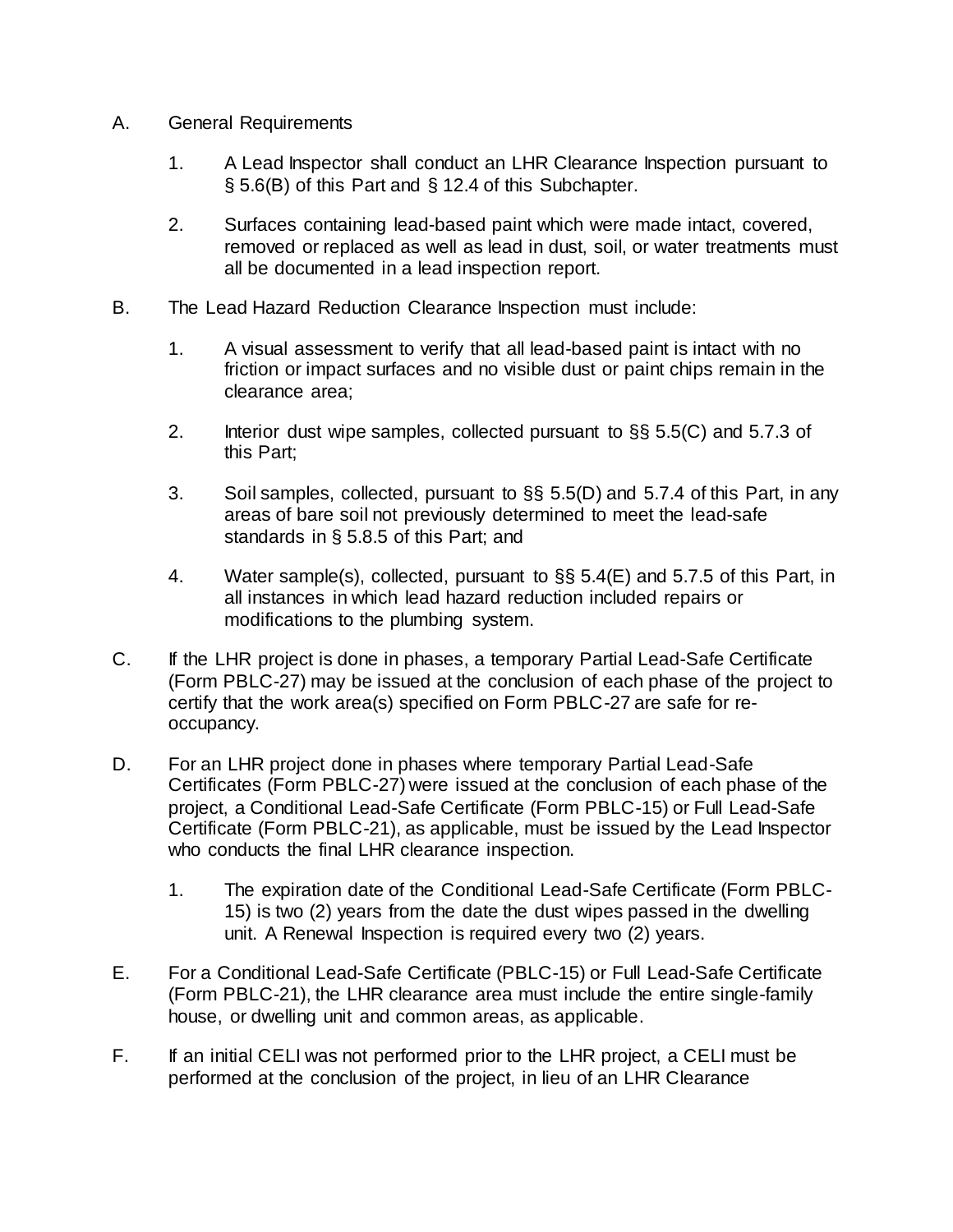A. General Requirements

   1. A Lead Inspector shall conduct an LHR Clearance Inspection pursuant to § 5.6(B) of this Part and § 12.4 of this Subchapter.

   2. Surfaces containing lead-based paint which were made intact, covered, removed or replaced as well as lead in dust, soil, or water treatments must all be documented in a lead inspection report.

B. The Lead Hazard Reduction Clearance Inspection must include:

   1. A visual assessment to verify that all lead-based paint is intact with no friction or impact surfaces and no visible dust or paint chips remain in the clearance area;

   2. Interior dust wipe samples, collected pursuant to §§ 5.5(C) and 5.7.3 of this Part;

   3. Soil samples, collected, pursuant to §§ 5.5(D) and 5.7.4 of this Part, in any areas of bare soil not previously determined to meet the lead-safe standards in § 5.8.5 of this Part; and

   4. Water sample(s), collected, pursuant to §§ 5.4(E) and 5.7.5 of this Part, in all instances in which lead hazard reduction included repairs or modifications to the plumbing system.

C. If the LHR project is done in phases, a temporary Partial Lead-Safe Certificate (Form PBLC-27) may be issued at the conclusion of each phase of the project to certify that the work area(s) specified on Form PBLC-27 are safe for re-occupancy.

D. For an LHR project done in phases where temporary Partial Lead-Safe Certificates (Form PBLC-27) were issued at the conclusion of each phase of the project, a Conditional Lead-Safe Certificate (Form PBLC-15) or Full Lead-Safe Certificate (Form PBLC-21), as applicable, must be issued by the Lead Inspector who conducts the final LHR clearance inspection.

   1. The expiration date of the Conditional Lead-Safe Certificate (Form PBLC-15) is two (2) years from the date the dust wipes passed in the dwelling unit. A Renewal Inspection is required every two (2) years.

E. For a Conditional Lead-Safe Certificate (PBLC-15) or Full Lead-Safe Certificate (Form PBLC-21), the LHR clearance area must include the entire single-family house, or dwelling unit and common areas, as applicable.

F. If an initial CELI was not performed prior to the LHR project, a CELI must be performed at the conclusion of the project, in lieu of an LHR Clearance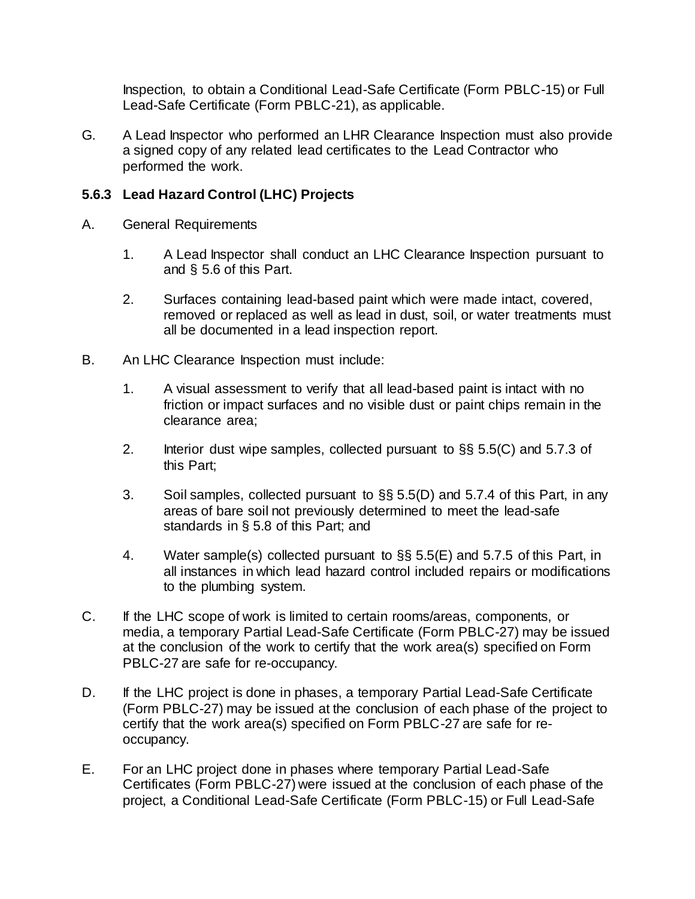Inspection, to obtain a Conditional Lead-Safe Certificate (Form PBLC-15) or Full Lead-Safe Certificate (Form PBLC-21), as applicable.

G. A Lead Inspector who performed an LHR Clearance Inspection must also provide a signed copy of any related lead certificates to the Lead Contractor who performed the work.

### 5.6.3 Lead Hazard Control (LHC) Projects

A. General Requirements

1. A Lead Inspector shall conduct an LHC Clearance Inspection pursuant to and § 5.6 of this Part.

2. Surfaces containing lead-based paint which were made intact, covered, removed or replaced as well as lead in dust, soil, or water treatments must all be documented in a lead inspection report.

B. An LHC Clearance Inspection must include:

1. A visual assessment to verify that all lead-based paint is intact with no friction or impact surfaces and no visible dust or paint chips remain in the clearance area;

2. Interior dust wipe samples, collected pursuant to §§ 5.5(C) and 5.7.3 of this Part;

3. Soil samples, collected pursuant to §§ 5.5(D) and 5.7.4 of this Part, in any areas of bare soil not previously determined to meet the lead-safe standards in § 5.8 of this Part; and

4. Water sample(s) collected pursuant to §§ 5.5(E) and 5.7.5 of this Part, in all instances in which lead hazard control included repairs or modifications to the plumbing system.

C. If the LHC scope of work is limited to certain rooms/areas, components, or media, a temporary Partial Lead-Safe Certificate (Form PBLC-27) may be issued at the conclusion of the work to certify that the work area(s) specified on Form PBLC-27 are safe for re-occupancy.

D. If the LHC project is done in phases, a temporary Partial Lead-Safe Certificate (Form PBLC-27) may be issued at the conclusion of each phase of the project to certify that the work area(s) specified on Form PBLC-27 are safe for re-occupancy.

E. For an LHC project done in phases where temporary Partial Lead-Safe Certificates (Form PBLC-27) were issued at the conclusion of each phase of the project, a Conditional Lead-Safe Certificate (Form PBLC-15) or Full Lead-Safe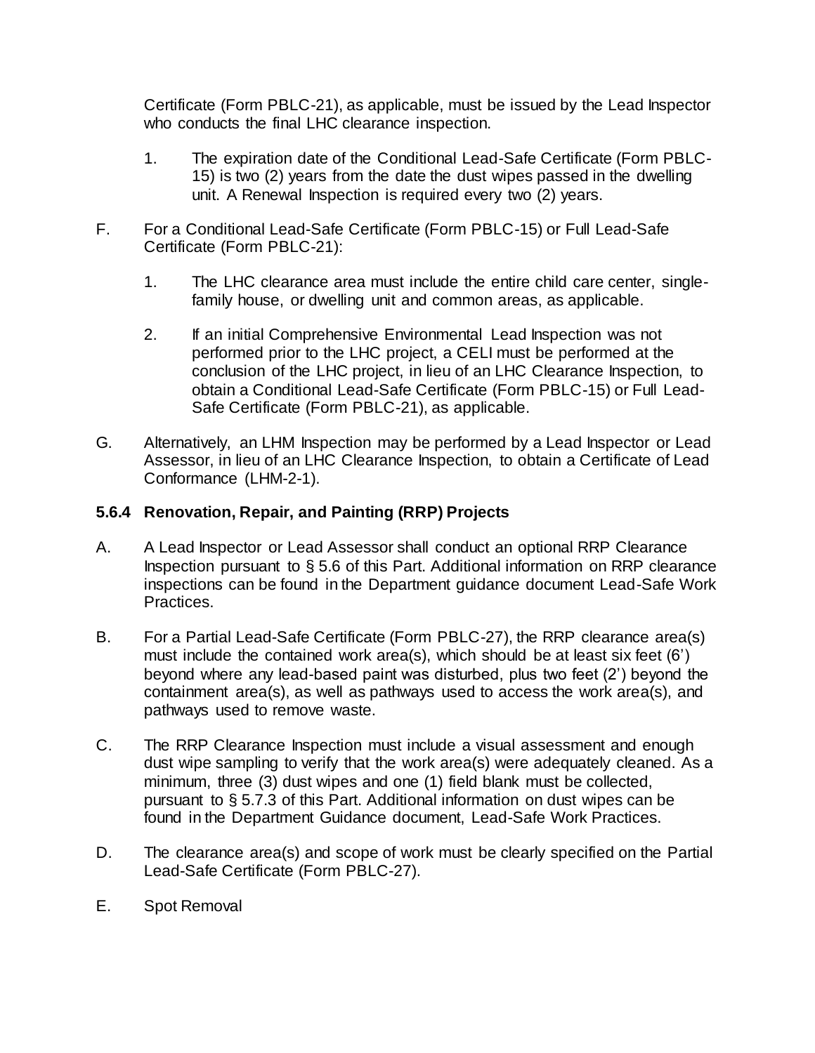Certificate (Form PBLC-21), as applicable, must be issued by the Lead Inspector who conducts the final LHC clearance inspection.

1. The expiration date of the Conditional Lead-Safe Certificate (Form PBLC-15) is two (2) years from the date the dust wipes passed in the dwelling unit. A Renewal Inspection is required every two (2) years.

F. For a Conditional Lead-Safe Certificate (Form PBLC-15) or Full Lead-Safe Certificate (Form PBLC-21):

1. The LHC clearance area must include the entire child care center, single-family house, or dwelling unit and common areas, as applicable.

2. If an initial Comprehensive Environmental Lead Inspection was not performed prior to the LHC project, a CELI must be performed at the conclusion of the LHC project, in lieu of an LHC Clearance Inspection, to obtain a Conditional Lead-Safe Certificate (Form PBLC-15) or Full Lead-Safe Certificate (Form PBLC-21), as applicable.

G. Alternatively, an LHM Inspection may be performed by a Lead Inspector or Lead Assessor, in lieu of an LHC Clearance Inspection, to obtain a Certificate of Lead Conformance (LHM-2-1).

### 5.6.4 Renovation, Repair, and Painting (RRP) Projects

A. A Lead Inspector or Lead Assessor shall conduct an optional RRP Clearance Inspection pursuant to § 5.6 of this Part. Additional information on RRP clearance inspections can be found in the Department guidance document Lead-Safe Work Practices.

B. For a Partial Lead-Safe Certificate (Form PBLC-27), the RRP clearance area(s) must include the contained work area(s), which should be at least six feet (6') beyond where any lead-based paint was disturbed, plus two feet (2') beyond the containment area(s), as well as pathways used to access the work area(s), and pathways used to remove waste.

C. The RRP Clearance Inspection must include a visual assessment and enough dust wipe sampling to verify that the work area(s) were adequately cleaned. As a minimum, three (3) dust wipes and one (1) field blank must be collected, pursuant to § 5.7.3 of this Part. Additional information on dust wipes can be found in the Department Guidance document, Lead-Safe Work Practices.

D. The clearance area(s) and scope of work must be clearly specified on the Partial Lead-Safe Certificate (Form PBLC-27).

E. Spot Removal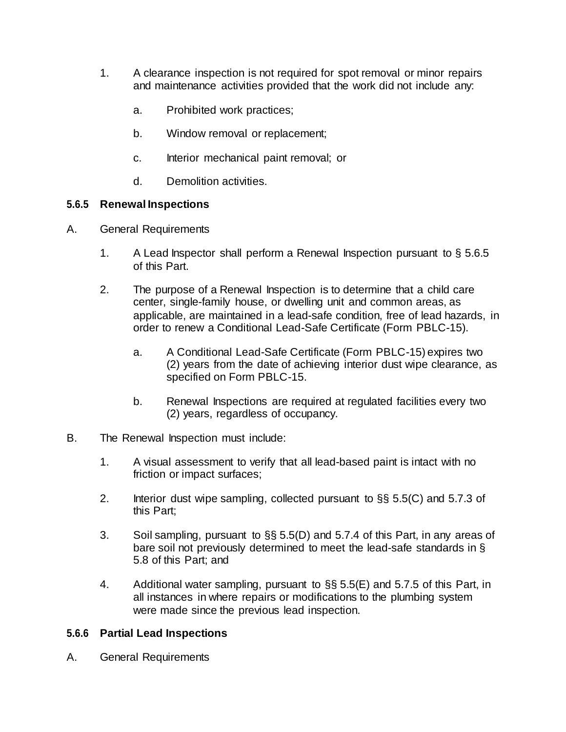1. A clearance inspection is not required for spot removal or minor repairs and maintenance activities provided that the work did not include any:

    a. Prohibited work practices;

    b. Window removal or replacement;

    c. Interior mechanical paint removal; or

    d. Demolition activities.

### 5.6.5 Renewal Inspections

A. General Requirements

1. A Lead Inspector shall perform a Renewal Inspection pursuant to § 5.6.5 of this Part.

2. The purpose of a Renewal Inspection is to determine that a child care center, single-family house, or dwelling unit and common areas, as applicable, are maintained in a lead-safe condition, free of lead hazards, in order to renew a Conditional Lead-Safe Certificate (Form PBLC-15).

    a. A Conditional Lead-Safe Certificate (Form PBLC-15) expires two (2) years from the date of achieving interior dust wipe clearance, as specified on Form PBLC-15.

    b. Renewal Inspections are required at regulated facilities every two (2) years, regardless of occupancy.

B. The Renewal Inspection must include:

1. A visual assessment to verify that all lead-based paint is intact with no friction or impact surfaces;

2. Interior dust wipe sampling, collected pursuant to §§ 5.5(C) and 5.7.3 of this Part;

3. Soil sampling, pursuant to §§ 5.5(D) and 5.7.4 of this Part, in any areas of bare soil not previously determined to meet the lead-safe standards in § 5.8 of this Part; and

4. Additional water sampling, pursuant to §§ 5.5(E) and 5.7.5 of this Part, in all instances in where repairs or modifications to the plumbing system were made since the previous lead inspection.

### 5.6.6 Partial Lead Inspections

A. General Requirements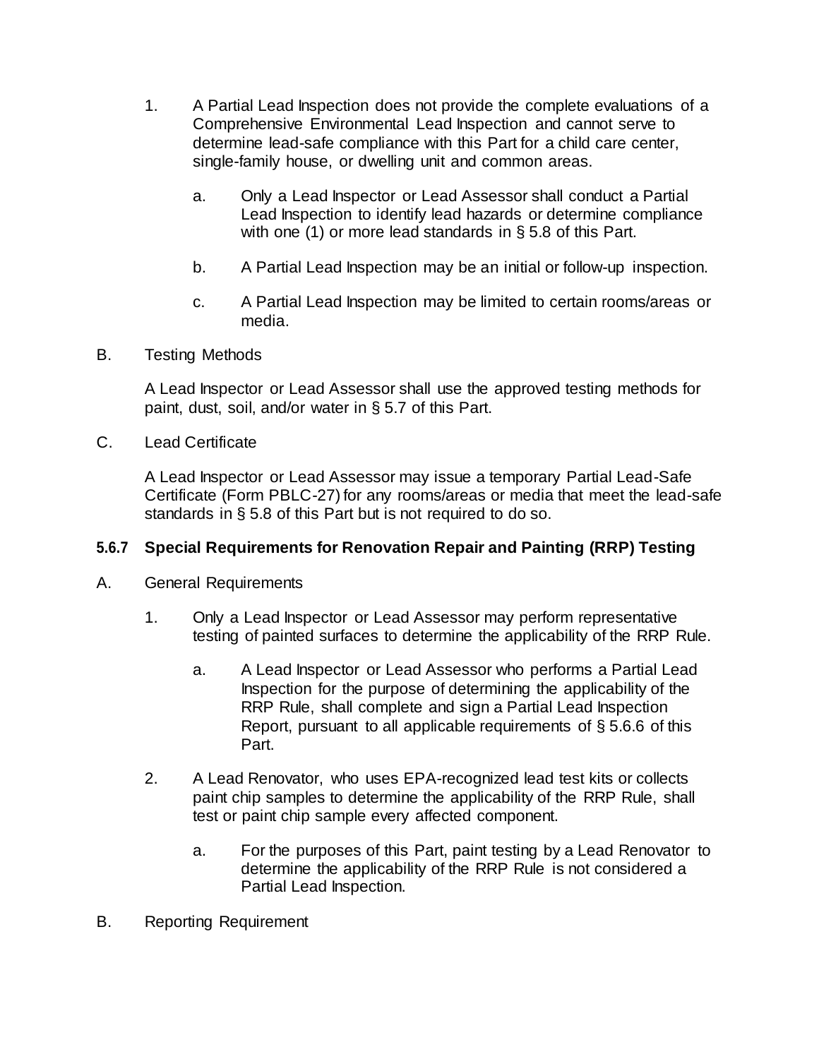1. A Partial Lead Inspection does not provide the complete evaluations of a Comprehensive Environmental Lead Inspection and cannot serve to determine lead-safe compliance with this Part for a child care center, single-family house, or dwelling unit and common areas.

   a. Only a Lead Inspector or Lead Assessor shall conduct a Partial Lead Inspection to identify lead hazards or determine compliance with one (1) or more lead standards in § 5.8 of this Part.

   b. A Partial Lead Inspection may be an initial or follow-up inspection.

   c. A Partial Lead Inspection may be limited to certain rooms/areas or media.

B. Testing Methods

   A Lead Inspector or Lead Assessor shall use the approved testing methods for paint, dust, soil, and/or water in § 5.7 of this Part.

C. Lead Certificate

   A Lead Inspector or Lead Assessor may issue a temporary Partial Lead-Safe Certificate (Form PBLC-27) for any rooms/areas or media that meet the lead-safe standards in § 5.8 of this Part but is not required to do so.

### 5.6.7 Special Requirements for Renovation Repair and Painting (RRP) Testing

A. General Requirements

1. Only a Lead Inspector or Lead Assessor may perform representative testing of painted surfaces to determine the applicability of the RRP Rule.

   a. A Lead Inspector or Lead Assessor who performs a Partial Lead Inspection for the purpose of determining the applicability of the RRP Rule, shall complete and sign a Partial Lead Inspection Report, pursuant to all applicable requirements of § 5.6.6 of this Part.

2. A Lead Renovator, who uses EPA-recognized lead test kits or collects paint chip samples to determine the applicability of the RRP Rule, shall test or paint chip sample every affected component.

   a. For the purposes of this Part, paint testing by a Lead Renovator to determine the applicability of the RRP Rule is not considered a Partial Lead Inspection.

B. Reporting Requirement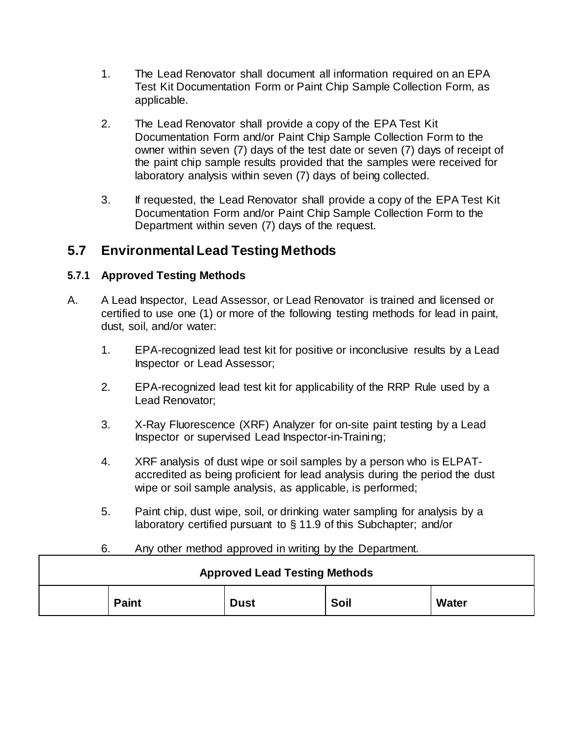1. The Lead Renovator shall document all information required on an EPA Test Kit Documentation Form or Paint Chip Sample Collection Form, as applicable.

2. The Lead Renovator shall provide a copy of the EPA Test Kit Documentation Form and/or Paint Chip Sample Collection Form to the owner within seven (7) days of the test date or seven (7) days of receipt of the paint chip sample results provided that the samples were received for laboratory analysis within seven (7) days of being collected.

3. If requested, the Lead Renovator shall provide a copy of the EPA Test Kit Documentation Form and/or Paint Chip Sample Collection Form to the Department within seven (7) days of the request.

## 5.7 Environmental Lead Testing Methods

### 5.7.1 Approved Testing Methods

A. A Lead Inspector, Lead Assessor, or Lead Renovator is trained and licensed or certified to use one (1) or more of the following testing methods for lead in paint, dust, soil, and/or water:

   1. EPA-recognized lead test kit for positive or inconclusive results by a Lead Inspector or Lead Assessor;

   2. EPA-recognized lead test kit for applicability of the RRP Rule used by a Lead Renovator;

   3. X-Ray Fluorescence (XRF) Analyzer for on-site paint testing by a Lead Inspector or supervised Lead Inspector-in-Training;

   4. XRF analysis of dust wipe or soil samples by a person who is ELPAT-accredited as being proficient for lead analysis during the period the dust wipe or soil sample analysis, as applicable, is performed;

   5. Paint chip, dust wipe, soil, or drinking water sampling for analysis by a laboratory certified pursuant to § 11.9 of this Subchapter; and/or

   6. Any other method approved in writing by the Department.

| Approved Lead Testing Methods | | | | |
|---|---|---|---|---|
| | **Paint** | **Dust** | **Soil** | **Water** |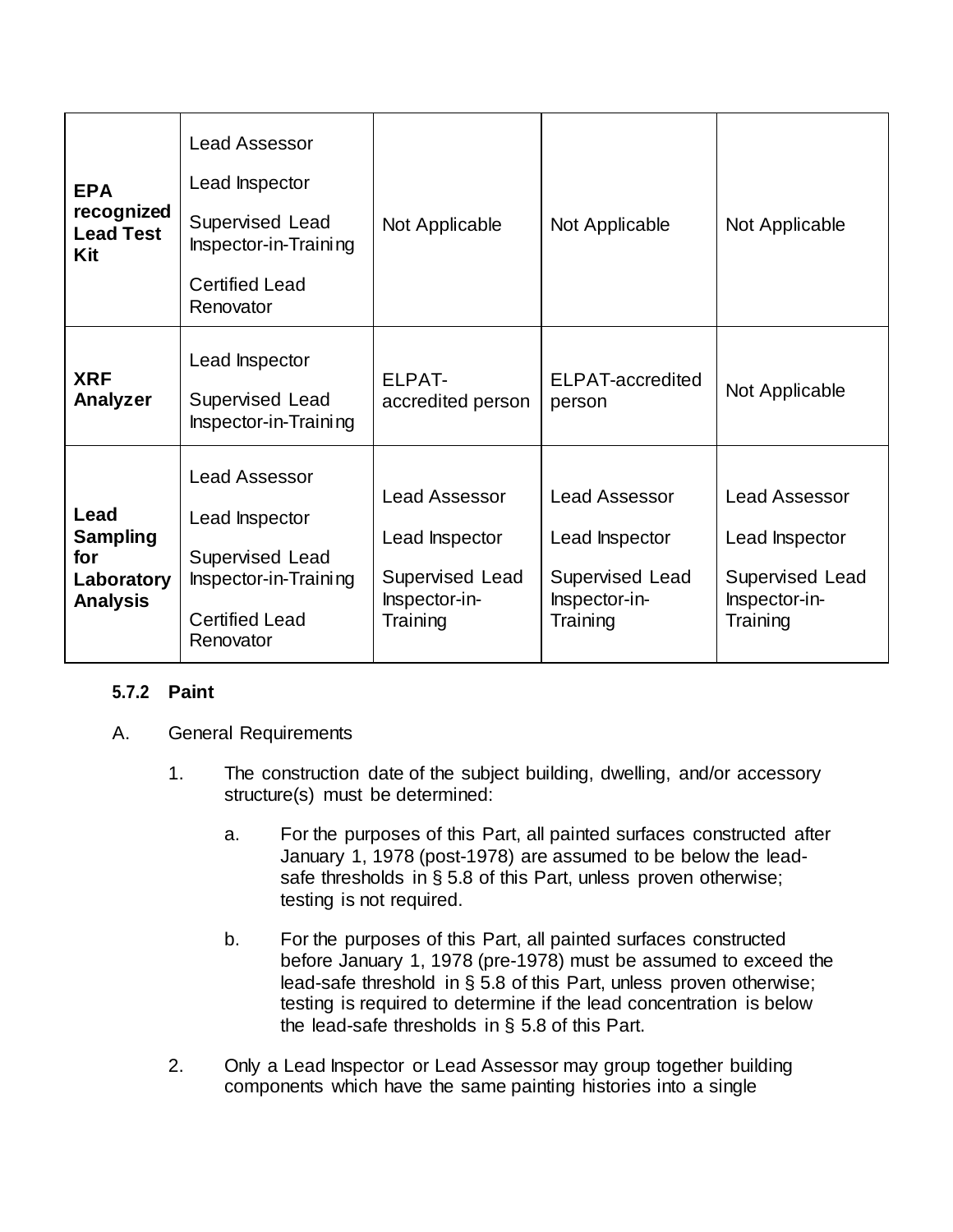| | | | | |
|---|---|---|---|---|
| **EPA recognized Lead Test Kit** | Lead Assessor<br><br>Lead Inspector<br><br>Supervised Lead Inspector-in-Training<br><br>Certified Lead Renovator | Not Applicable | Not Applicable | Not Applicable |
| **XRF Analyzer** | Lead Inspector<br><br>Supervised Lead Inspector-in-Training | ELPAT-accredited person | ELPAT-accredited person | Not Applicable |
| **Lead Sampling for Laboratory Analysis** | Lead Assessor<br><br>Lead Inspector<br><br>Supervised Lead Inspector-in-Training<br><br>Certified Lead Renovator | Lead Assessor<br><br>Lead Inspector<br><br>Supervised Lead Inspector-in-Training | Lead Assessor<br><br>Lead Inspector<br><br>Supervised Lead Inspector-in-Training | Lead Assessor<br><br>Lead Inspector<br><br>Supervised Lead Inspector-in-Training |

#### 5.7.2 Paint

A. General Requirements

1. The construction date of the subject building, dwelling, and/or accessory structure(s) must be determined:

    a. For the purposes of this Part, all painted surfaces constructed after January 1, 1978 (post-1978) are assumed to be below the lead-safe thresholds in § 5.8 of this Part, unless proven otherwise; testing is not required.

    b. For the purposes of this Part, all painted surfaces constructed before January 1, 1978 (pre-1978) must be assumed to exceed the lead-safe threshold in § 5.8 of this Part, unless proven otherwise; testing is required to determine if the lead concentration is below the lead-safe thresholds in § 5.8 of this Part.

2. Only a Lead Inspector or Lead Assessor may group together building components which have the same painting histories into a single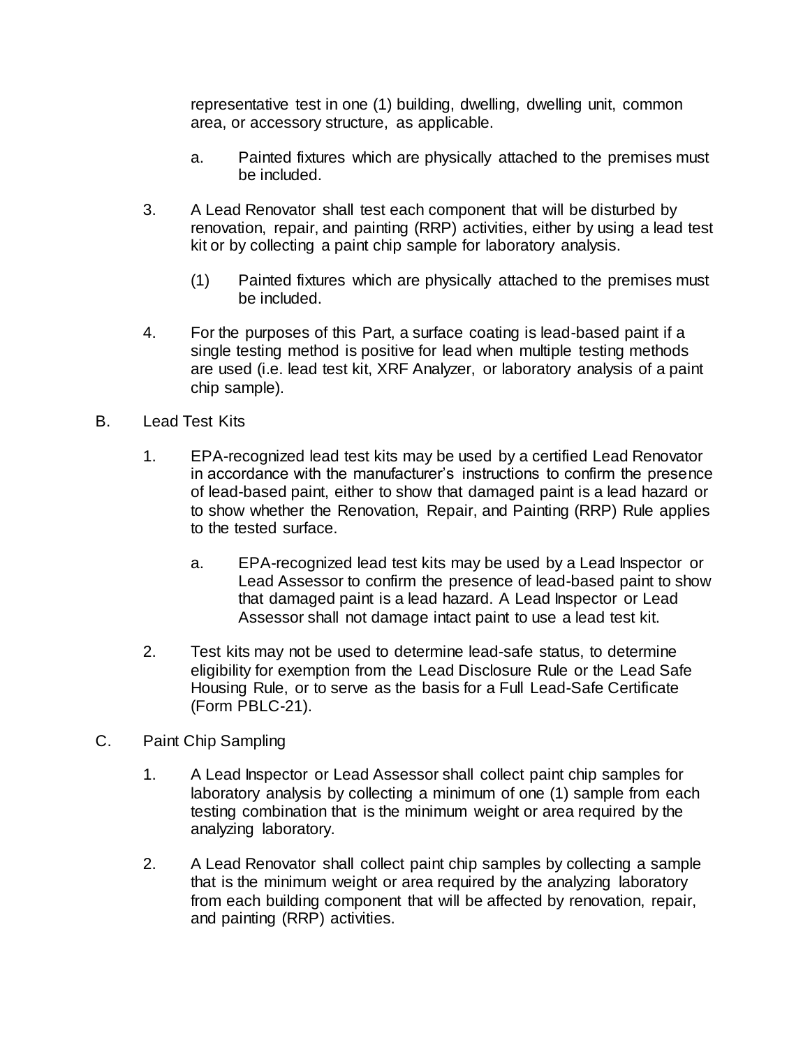representative test in one (1) building, dwelling, dwelling unit, common area, or accessory structure, as applicable.

a. Painted fixtures which are physically attached to the premises must be included.

3. A Lead Renovator shall test each component that will be disturbed by renovation, repair, and painting (RRP) activities, either by using a lead test kit or by collecting a paint chip sample for laboratory analysis.

   (1) Painted fixtures which are physically attached to the premises must be included.

4. For the purposes of this Part, a surface coating is lead-based paint if a single testing method is positive for lead when multiple testing methods are used (i.e. lead test kit, XRF Analyzer, or laboratory analysis of a paint chip sample).

B. Lead Test Kits

1. EPA-recognized lead test kits may be used by a certified Lead Renovator in accordance with the manufacturer's instructions to confirm the presence of lead-based paint, either to show that damaged paint is a lead hazard or to show whether the Renovation, Repair, and Painting (RRP) Rule applies to the tested surface.

   a. EPA-recognized lead test kits may be used by a Lead Inspector or Lead Assessor to confirm the presence of lead-based paint to show that damaged paint is a lead hazard. A Lead Inspector or Lead Assessor shall not damage intact paint to use a lead test kit.

2. Test kits may not be used to determine lead-safe status, to determine eligibility for exemption from the Lead Disclosure Rule or the Lead Safe Housing Rule, or to serve as the basis for a Full Lead-Safe Certificate (Form PBLC-21).

C. Paint Chip Sampling

1. A Lead Inspector or Lead Assessor shall collect paint chip samples for laboratory analysis by collecting a minimum of one (1) sample from each testing combination that is the minimum weight or area required by the analyzing laboratory.

2. A Lead Renovator shall collect paint chip samples by collecting a sample that is the minimum weight or area required by the analyzing laboratory from each building component that will be affected by renovation, repair, and painting (RRP) activities.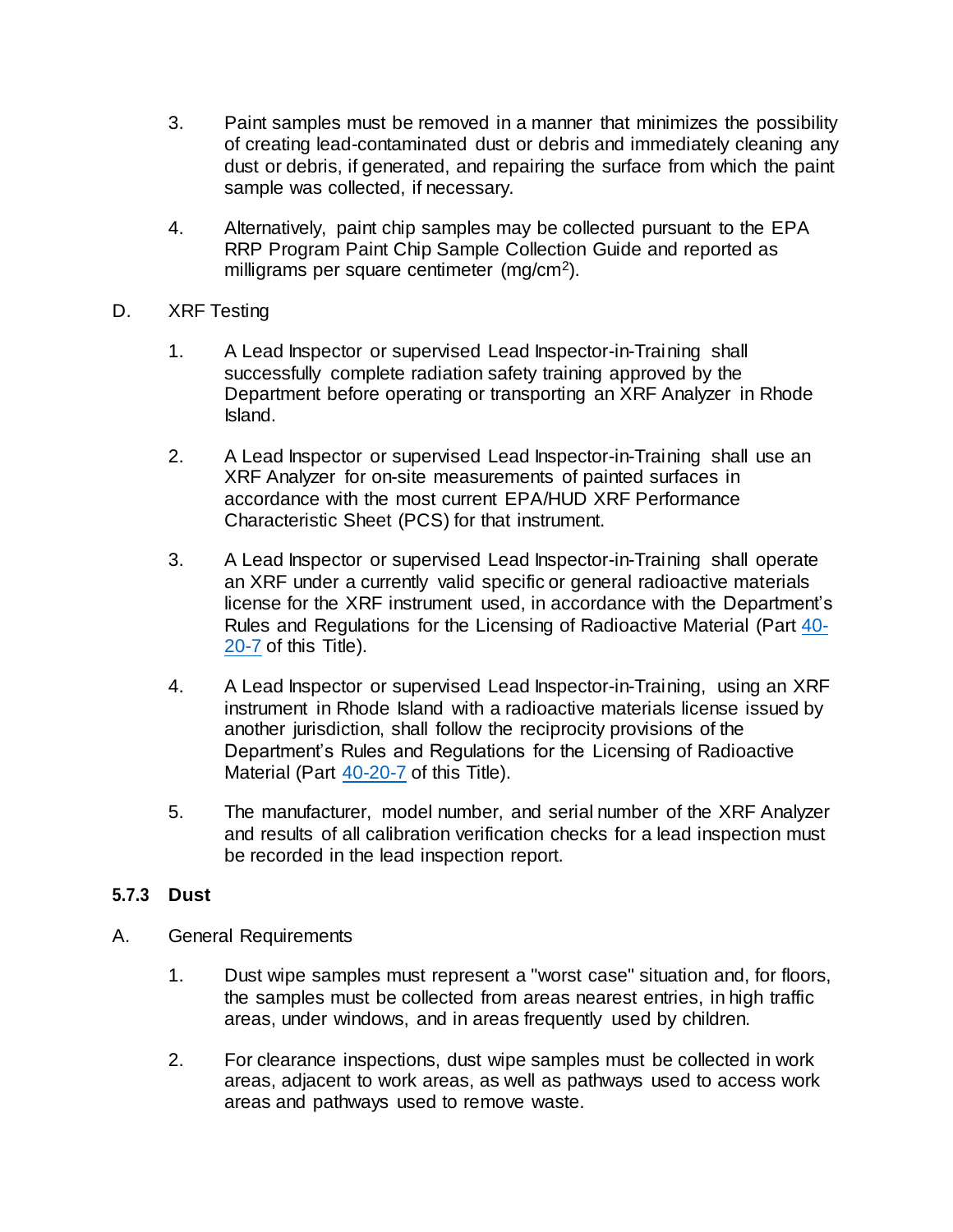3. Paint samples must be removed in a manner that minimizes the possibility of creating lead-contaminated dust or debris and immediately cleaning any dust or debris, if generated, and repairing the surface from which the paint sample was collected, if necessary.

4. Alternatively, paint chip samples may be collected pursuant to the EPA RRP Program Paint Chip Sample Collection Guide and reported as milligrams per square centimeter ($mg/cm^2$).

D. XRF Testing

1. A Lead Inspector or supervised Lead Inspector-in-Training shall successfully complete radiation safety training approved by the Department before operating or transporting an XRF Analyzer in Rhode Island.

2. A Lead Inspector or supervised Lead Inspector-in-Training shall use an XRF Analyzer for on-site measurements of painted surfaces in accordance with the most current EPA/HUD XRF Performance Characteristic Sheet (PCS) for that instrument.

3. A Lead Inspector or supervised Lead Inspector-in-Training shall operate an XRF under a currently valid specific or general radioactive materials license for the XRF instrument used, in accordance with the Department's Rules and Regulations for the Licensing of Radioactive Material (Part 40-20-7 of this Title).

4. A Lead Inspector or supervised Lead Inspector-in-Training, using an XRF instrument in Rhode Island with a radioactive materials license issued by another jurisdiction, shall follow the reciprocity provisions of the Department's Rules and Regulations for the Licensing of Radioactive Material (Part 40-20-7 of this Title).

5. The manufacturer, model number, and serial number of the XRF Analyzer and results of all calibration verification checks for a lead inspection must be recorded in the lead inspection report.

### 5.7.3 Dust

A. General Requirements

1. Dust wipe samples must represent a "worst case" situation and, for floors, the samples must be collected from areas nearest entries, in high traffic areas, under windows, and in areas frequently used by children.

2. For clearance inspections, dust wipe samples must be collected in work areas, adjacent to work areas, as well as pathways used to access work areas and pathways used to remove waste.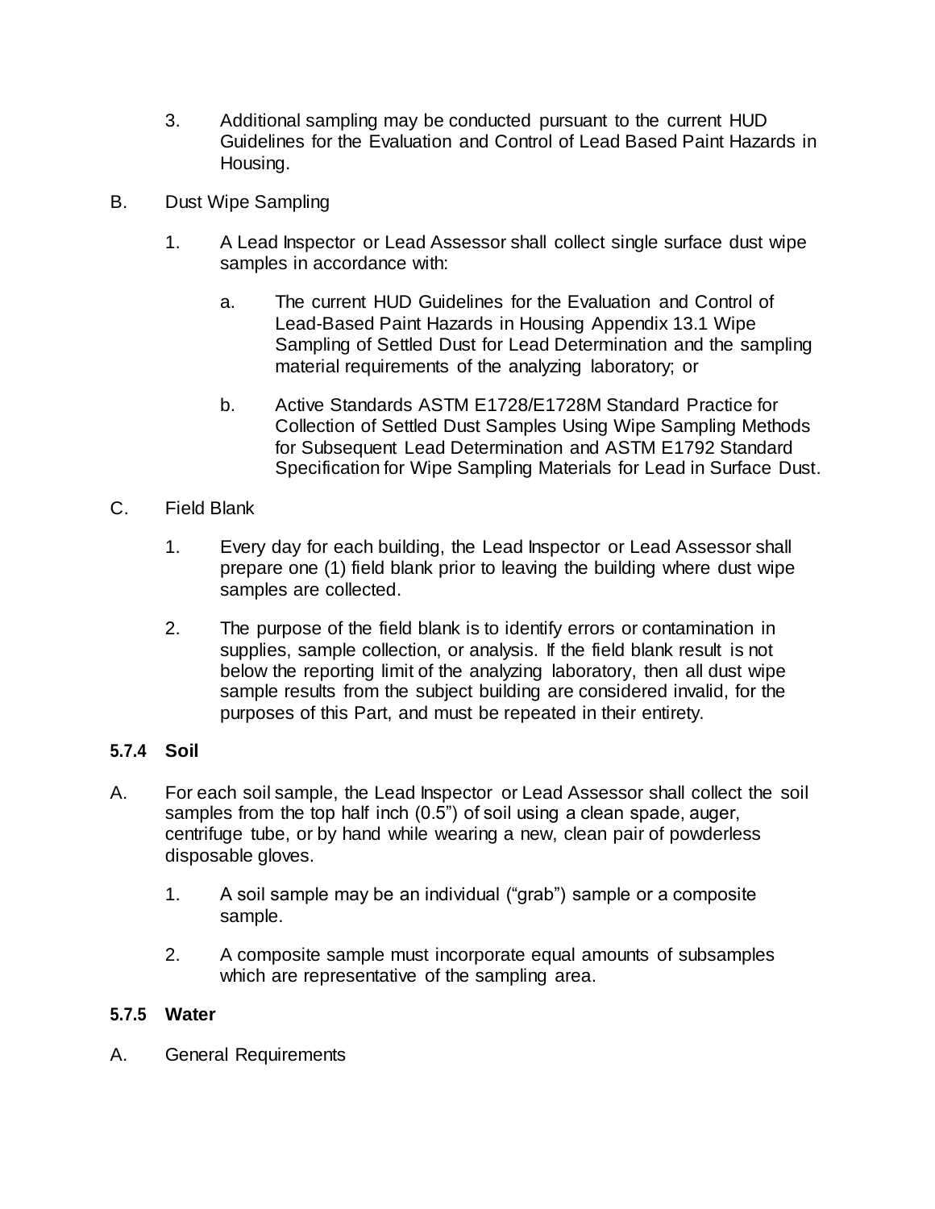3. Additional sampling may be conducted pursuant to the current HUD Guidelines for the Evaluation and Control of Lead Based Paint Hazards in Housing.

B. Dust Wipe Sampling

1. A Lead Inspector or Lead Assessor shall collect single surface dust wipe samples in accordance with:

   a. The current HUD Guidelines for the Evaluation and Control of Lead-Based Paint Hazards in Housing Appendix 13.1 Wipe Sampling of Settled Dust for Lead Determination and the sampling material requirements of the analyzing laboratory; or

   b. Active Standards ASTM E1728/E1728M Standard Practice for Collection of Settled Dust Samples Using Wipe Sampling Methods for Subsequent Lead Determination and ASTM E1792 Standard Specification for Wipe Sampling Materials for Lead in Surface Dust.

C. Field Blank

1. Every day for each building, the Lead Inspector or Lead Assessor shall prepare one (1) field blank prior to leaving the building where dust wipe samples are collected.

2. The purpose of the field blank is to identify errors or contamination in supplies, sample collection, or analysis. If the field blank result is not below the reporting limit of the analyzing laboratory, then all dust wipe sample results from the subject building are considered invalid, for the purposes of this Part, and must be repeated in their entirety.

### 5.7.4 Soil

A. For each soil sample, the Lead Inspector or Lead Assessor shall collect the soil samples from the top half inch (0.5") of soil using a clean spade, auger, centrifuge tube, or by hand while wearing a new, clean pair of powderless disposable gloves.

1. A soil sample may be an individual ("grab") sample or a composite sample.

2. A composite sample must incorporate equal amounts of subsamples which are representative of the sampling area.

### 5.7.5 Water

A. General Requirements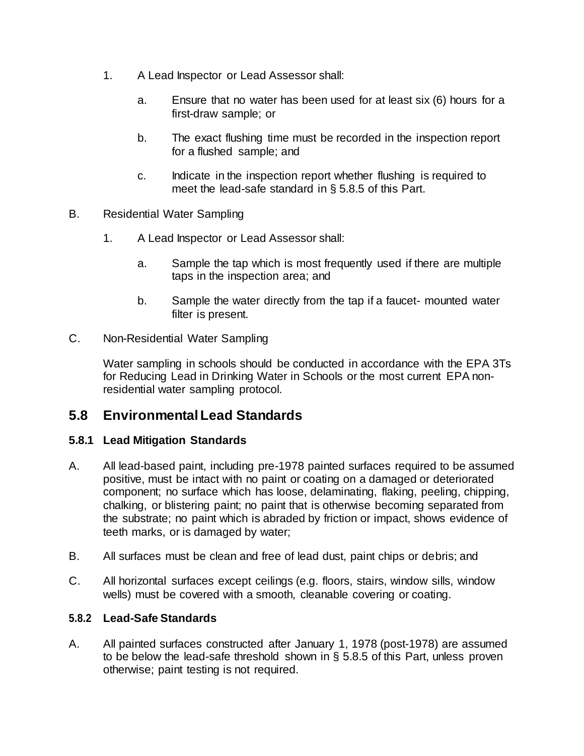1. A Lead Inspector or Lead Assessor shall:

   a. Ensure that no water has been used for at least six (6) hours for a first-draw sample; or

   b. The exact flushing time must be recorded in the inspection report for a flushed sample; and

   c. Indicate in the inspection report whether flushing is required to meet the lead-safe standard in § 5.8.5 of this Part.

B. Residential Water Sampling

1. A Lead Inspector or Lead Assessor shall:

   a. Sample the tap which is most frequently used if there are multiple taps in the inspection area; and

   b. Sample the water directly from the tap if a faucet- mounted water filter is present.

C. Non-Residential Water Sampling

Water sampling in schools should be conducted in accordance with the EPA 3Ts for Reducing Lead in Drinking Water in Schools or the most current EPA non-residential water sampling protocol.

## 5.8 Environmental Lead Standards

### 5.8.1 Lead Mitigation Standards

A. All lead-based paint, including pre-1978 painted surfaces required to be assumed positive, must be intact with no paint or coating on a damaged or deteriorated component; no surface which has loose, delaminating, flaking, peeling, chipping, chalking, or blistering paint; no paint that is otherwise becoming separated from the substrate; no paint which is abraded by friction or impact, shows evidence of teeth marks, or is damaged by water;

B. All surfaces must be clean and free of lead dust, paint chips or debris; and

C. All horizontal surfaces except ceilings (e.g. floors, stairs, window sills, window wells) must be covered with a smooth, cleanable covering or coating.

### 5.8.2 Lead-Safe Standards

A. All painted surfaces constructed after January 1, 1978 (post-1978) are assumed to be below the lead-safe threshold shown in § 5.8.5 of this Part, unless proven otherwise; paint testing is not required.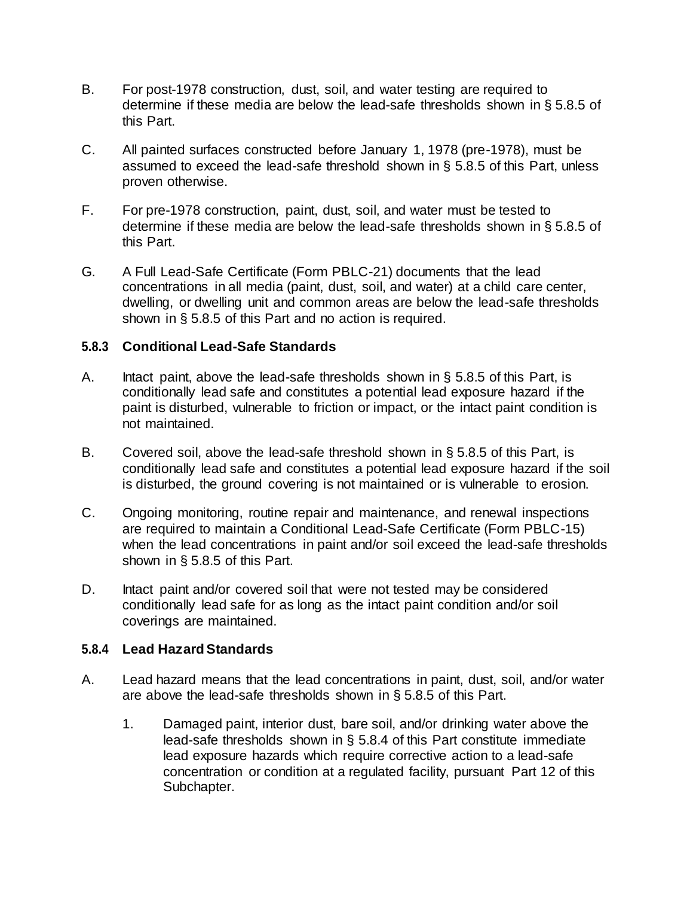B. For post-1978 construction, dust, soil, and water testing are required to determine if these media are below the lead-safe thresholds shown in § 5.8.5 of this Part.

C. All painted surfaces constructed before January 1, 1978 (pre-1978), must be assumed to exceed the lead-safe threshold shown in § 5.8.5 of this Part, unless proven otherwise.

F. For pre-1978 construction, paint, dust, soil, and water must be tested to determine if these media are below the lead-safe thresholds shown in § 5.8.5 of this Part.

G. A Full Lead-Safe Certificate (Form PBLC-21) documents that the lead concentrations in all media (paint, dust, soil, and water) at a child care center, dwelling, or dwelling unit and common areas are below the lead-safe thresholds shown in § 5.8.5 of this Part and no action is required.

### 5.8.3 Conditional Lead-Safe Standards

A. Intact paint, above the lead-safe thresholds shown in § 5.8.5 of this Part, is conditionally lead safe and constitutes a potential lead exposure hazard if the paint is disturbed, vulnerable to friction or impact, or the intact paint condition is not maintained.

B. Covered soil, above the lead-safe threshold shown in § 5.8.5 of this Part, is conditionally lead safe and constitutes a potential lead exposure hazard if the soil is disturbed, the ground covering is not maintained or is vulnerable to erosion.

C. Ongoing monitoring, routine repair and maintenance, and renewal inspections are required to maintain a Conditional Lead-Safe Certificate (Form PBLC-15) when the lead concentrations in paint and/or soil exceed the lead-safe thresholds shown in § 5.8.5 of this Part.

D. Intact paint and/or covered soil that were not tested may be considered conditionally lead safe for as long as the intact paint condition and/or soil coverings are maintained.

### 5.8.4 Lead Hazard Standards

A. Lead hazard means that the lead concentrations in paint, dust, soil, and/or water are above the lead-safe thresholds shown in § 5.8.5 of this Part.

   1. Damaged paint, interior dust, bare soil, and/or drinking water above the lead-safe thresholds shown in § 5.8.4 of this Part constitute immediate lead exposure hazards which require corrective action to a lead-safe concentration or condition at a regulated facility, pursuant Part 12 of this Subchapter.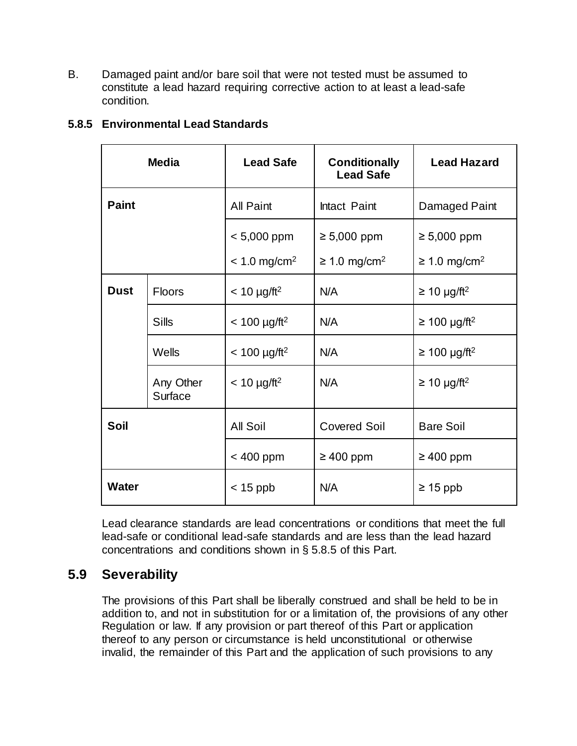B. Damaged paint and/or bare soil that were not tested must be assumed to constitute a lead hazard requiring corrective action to at least a lead-safe condition.

### 5.8.5 Environmental Lead Standards

| Media | | Lead Safe | Conditionally Lead Safe | Lead Hazard |
|---|---|---|---|---|
| **Paint** | | All Paint | Intact Paint | Damaged Paint |
| | | < 5,000 ppm<br>< 1.0 mg/cm² | ≥ 5,000 ppm<br>≥ 1.0 mg/cm² | ≥ 5,000 ppm<br>≥ 1.0 mg/cm² |
| **Dust** | Floors | < 10 µg/ft² | N/A | ≥ 10 µg/ft² |
| | Sills | < 100 µg/ft² | N/A | ≥ 100 µg/ft² |
| | Wells | < 100 µg/ft² | N/A | ≥ 100 µg/ft² |
| | Any Other Surface | < 10 µg/ft² | N/A | ≥ 10 µg/ft² |
| **Soil** | | All Soil | Covered Soil | Bare Soil |
| | | < 400 ppm | ≥ 400 ppm | ≥ 400 ppm |
| **Water** | | < 15 ppb | N/A | ≥ 15 ppb |

Lead clearance standards are lead concentrations or conditions that meet the full lead-safe or conditional lead-safe standards and are less than the lead hazard concentrations and conditions shown in § 5.8.5 of this Part.

## 5.9 Severability

The provisions of this Part shall be liberally construed and shall be held to be in addition to, and not in substitution for or a limitation of, the provisions of any other Regulation or law. If any provision or part thereof of this Part or application thereof to any person or circumstance is held unconstitutional or otherwise invalid, the remainder of this Part and the application of such provisions to any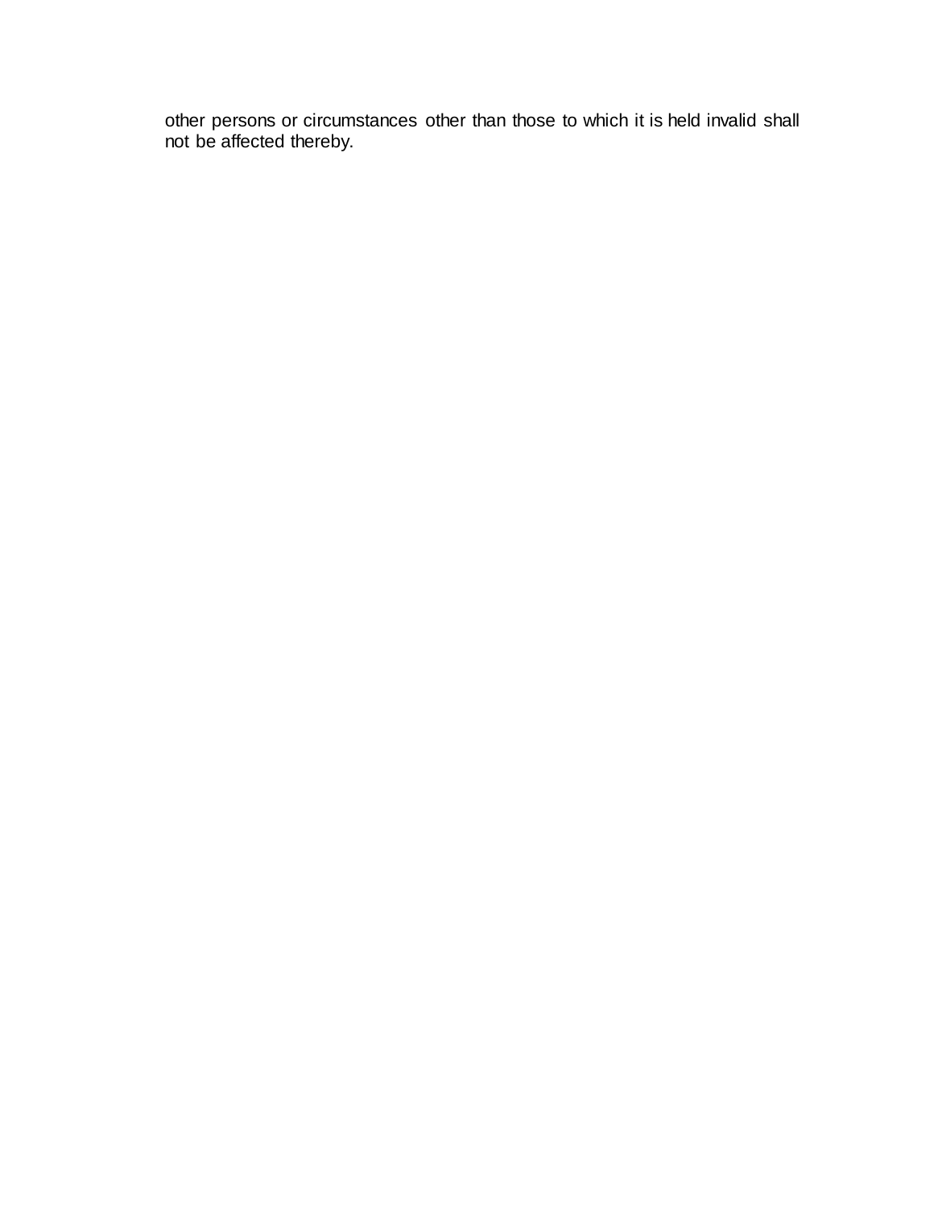other persons or circumstances other than those to which it is held invalid shall not be affected thereby.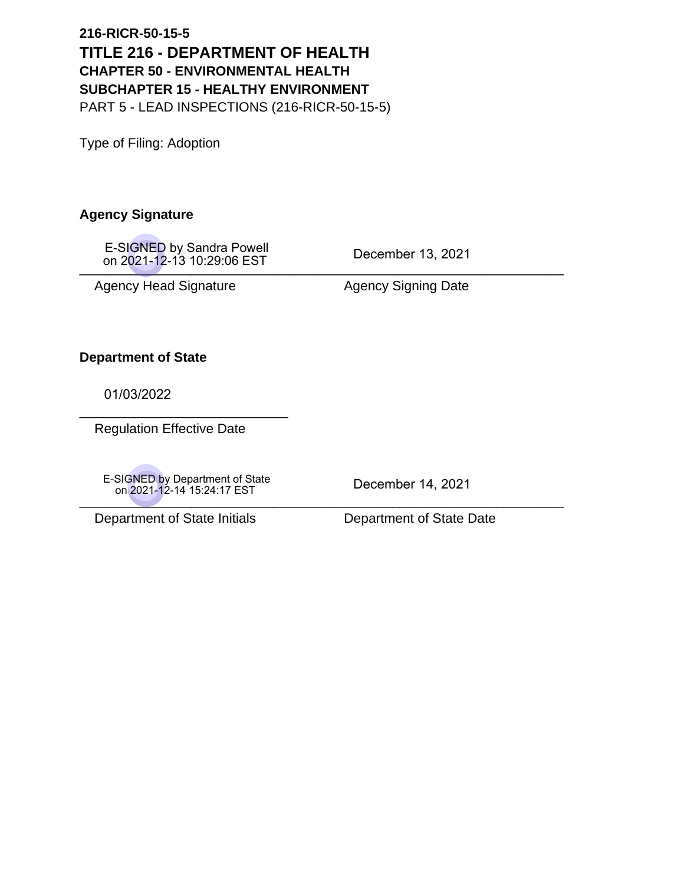**216-RICR-50-15-5**

## TITLE 216 - DEPARTMENT OF HEALTH

**CHAPTER 50 - ENVIRONMENTAL HEALTH**

**SUBCHAPTER 15 - HEALTHY ENVIRONMENT**

PART 5 - LEAD INSPECTIONS (216-RICR-50-15-5)

Type of Filing: Adoption

**Agency Signature**

E-SIGNED by Sandra Powell
on 2021-12-13 10:29:06 EST

December 13, 2021

Agency Head Signature    Agency Signing Date

**Department of State**

01/03/2022

Regulation Effective Date

E-SIGNED by Department of State
on 2021-12-14 15:24:17 EST

December 14, 2021

Department of State Initials    Department of State Date